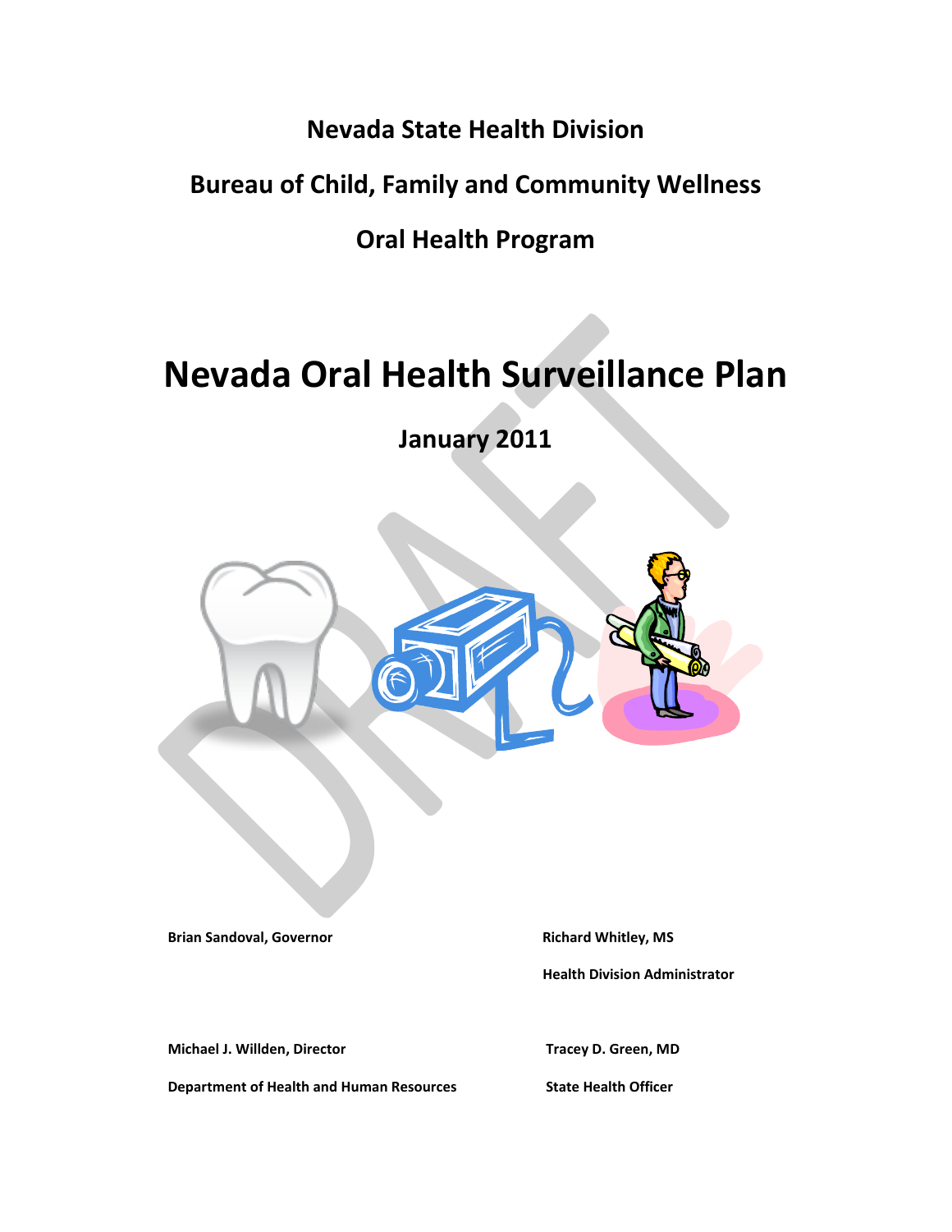**Nevada State Health Division**

**Bureau of Child, Family and Community Wellness**

**Oral Health Program**

# Nevada Oral Health Surveillance Plan

**January 2011**

**Brian Sandoval, Governor**

**Richard Whitley, MS**

**Health Division Administrator**

**Michael J. Willden, Director**

**Department of Health and Human Resources**

**Tracey D. Green, MD**

**State Health Officer**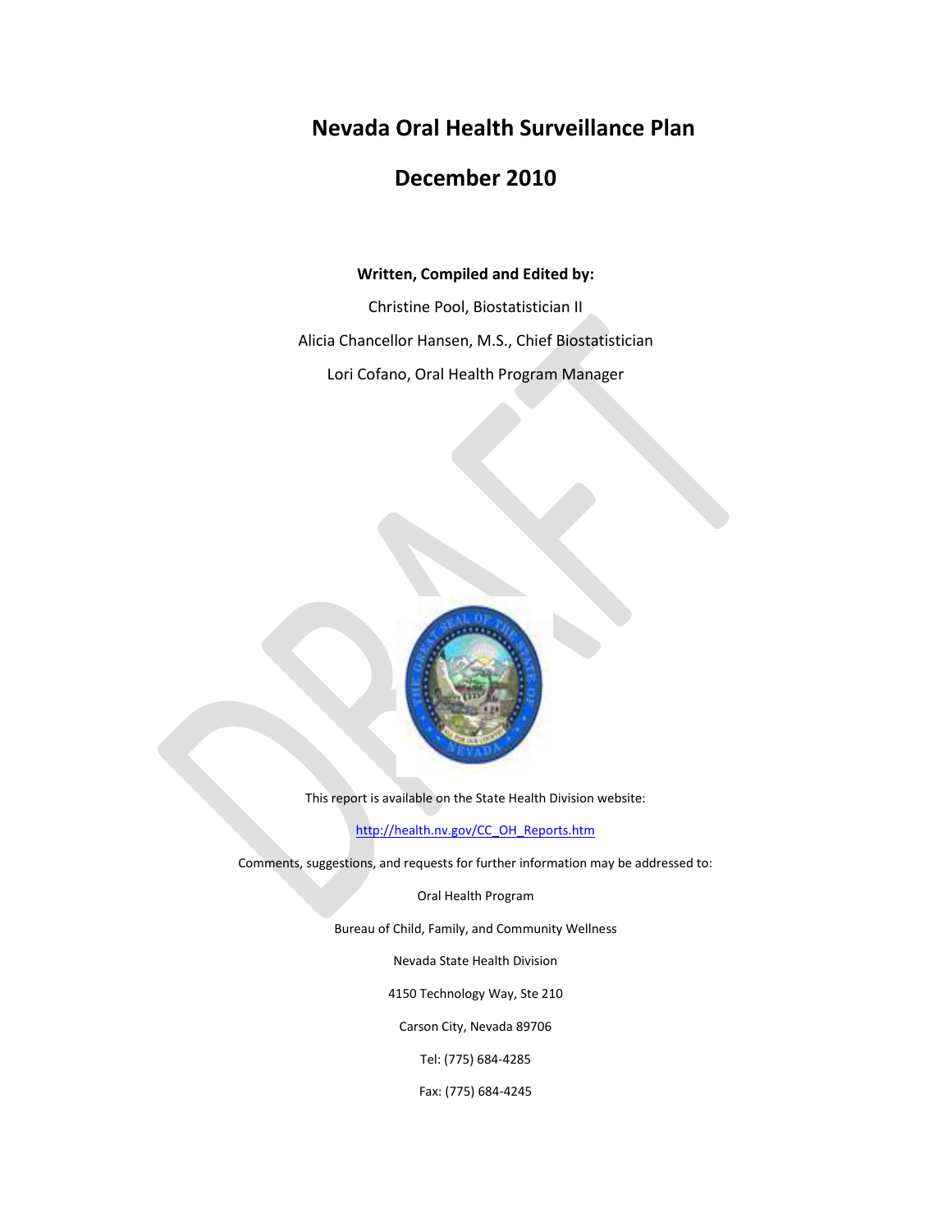# Nevada Oral Health Surveillance Plan

# December 2010

**Written, Compiled and Edited by:**

Christine Pool, Biostatistician II

Alicia Chancellor Hansen, M.S., Chief Biostatistician

Lori Cofano, Oral Health Program Manager

This report is available on the State Health Division website:

http://health.nv.gov/CC_OH_Reports.htm

Comments, suggestions, and requests for further information may be addressed to:

Oral Health Program

Bureau of Child, Family, and Community Wellness

Nevada State Health Division

4150 Technology Way, Ste 210

Carson City, Nevada 89706

Tel: (775) 684-4285

Fax: (775) 684-4245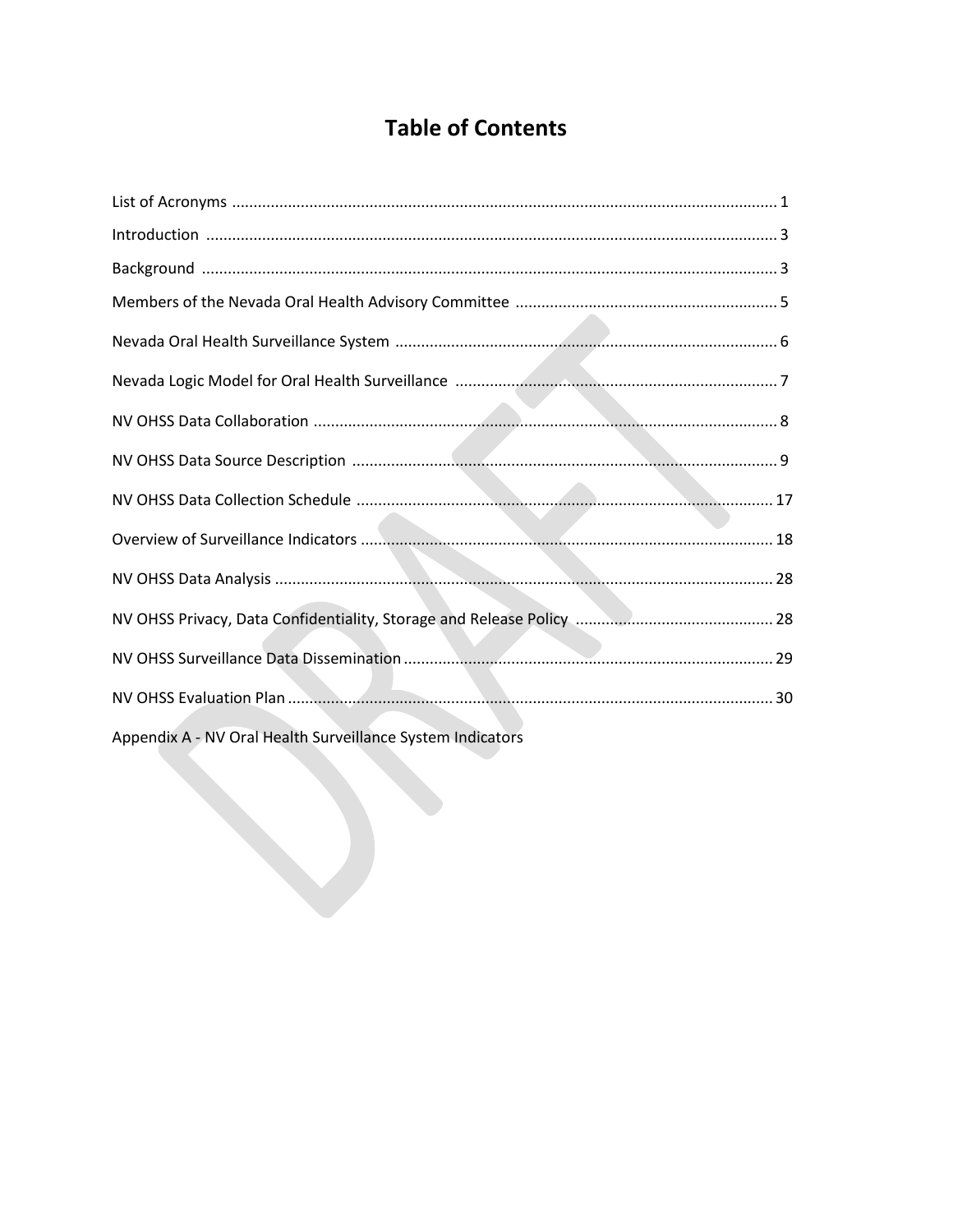# Table of Contents

List of Acronyms ........................................................................................................................... 1

Introduction ................................................................................................................................... 3

Background ................................................................................................................................... 3

Members of the Nevada Oral Health Advisory Committee ............................................................ 5

Nevada Oral Health Surveillance System ....................................................................................... 6

Nevada Logic Model for Oral Health Surveillance .......................................................................... 7

NV OHSS Data Collaboration .......................................................................................................... 8

NV OHSS Data Source Description ................................................................................................. 9

NV OHSS Data Collection Schedule ............................................................................................... 17

Overview of Surveillance Indicators .............................................................................................. 18

NV OHSS Data Analysis .................................................................................................................. 28

NV OHSS Privacy, Data Confidentiality, Storage and Release Policy ............................................. 28

NV OHSS Surveillance Data Dissemination .................................................................................... 29

NV OHSS Evaluation Plan ............................................................................................................... 30

Appendix A - NV Oral Health Surveillance System Indicators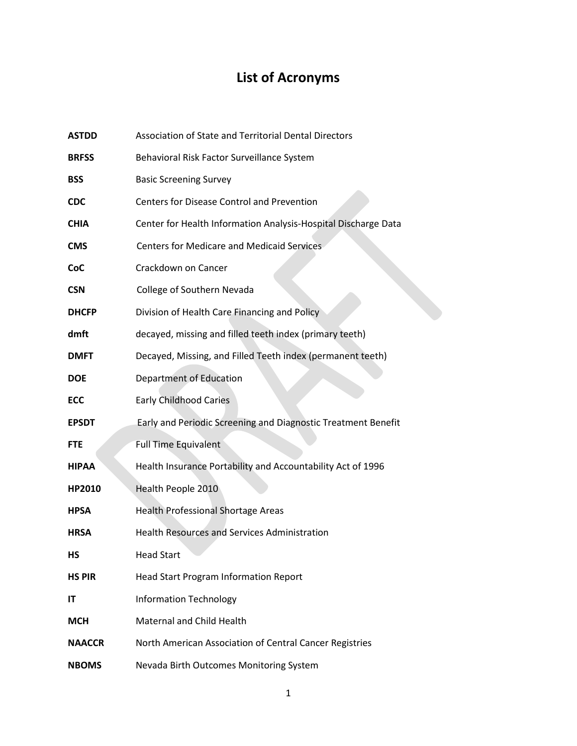# List of Acronyms

| | |
|---|---|
| **ASTDD** | Association of State and Territorial Dental Directors |
| **BRFSS** | Behavioral Risk Factor Surveillance System |
| **BSS** | Basic Screening Survey |
| **CDC** | Centers for Disease Control and Prevention |
| **CHIA** | Center for Health Information Analysis-Hospital Discharge Data |
| **CMS** | Centers for Medicare and Medicaid Services |
| **CoC** | Crackdown on Cancer |
| **CSN** | College of Southern Nevada |
| **DHCFP** | Division of Health Care Financing and Policy |
| **dmft** | decayed, missing and filled teeth index (primary teeth) |
| **DMFT** | Decayed, Missing, and Filled Teeth index (permanent teeth) |
| **DOE** | Department of Education |
| **ECC** | Early Childhood Caries |
| **EPSDT** | Early and Periodic Screening and Diagnostic Treatment Benefit |
| **FTE** | Full Time Equivalent |
| **HIPAA** | Health Insurance Portability and Accountability Act of 1996 |
| **HP2010** | Health People 2010 |
| **HPSA** | Health Professional Shortage Areas |
| **HRSA** | Health Resources and Services Administration |
| **HS** | Head Start |
| **HS PIR** | Head Start Program Information Report |
| **IT** | Information Technology |
| **MCH** | Maternal and Child Health |
| **NAACCR** | North American Association of Central Cancer Registries |
| **NBOMS** | Nevada Birth Outcomes Monitoring System |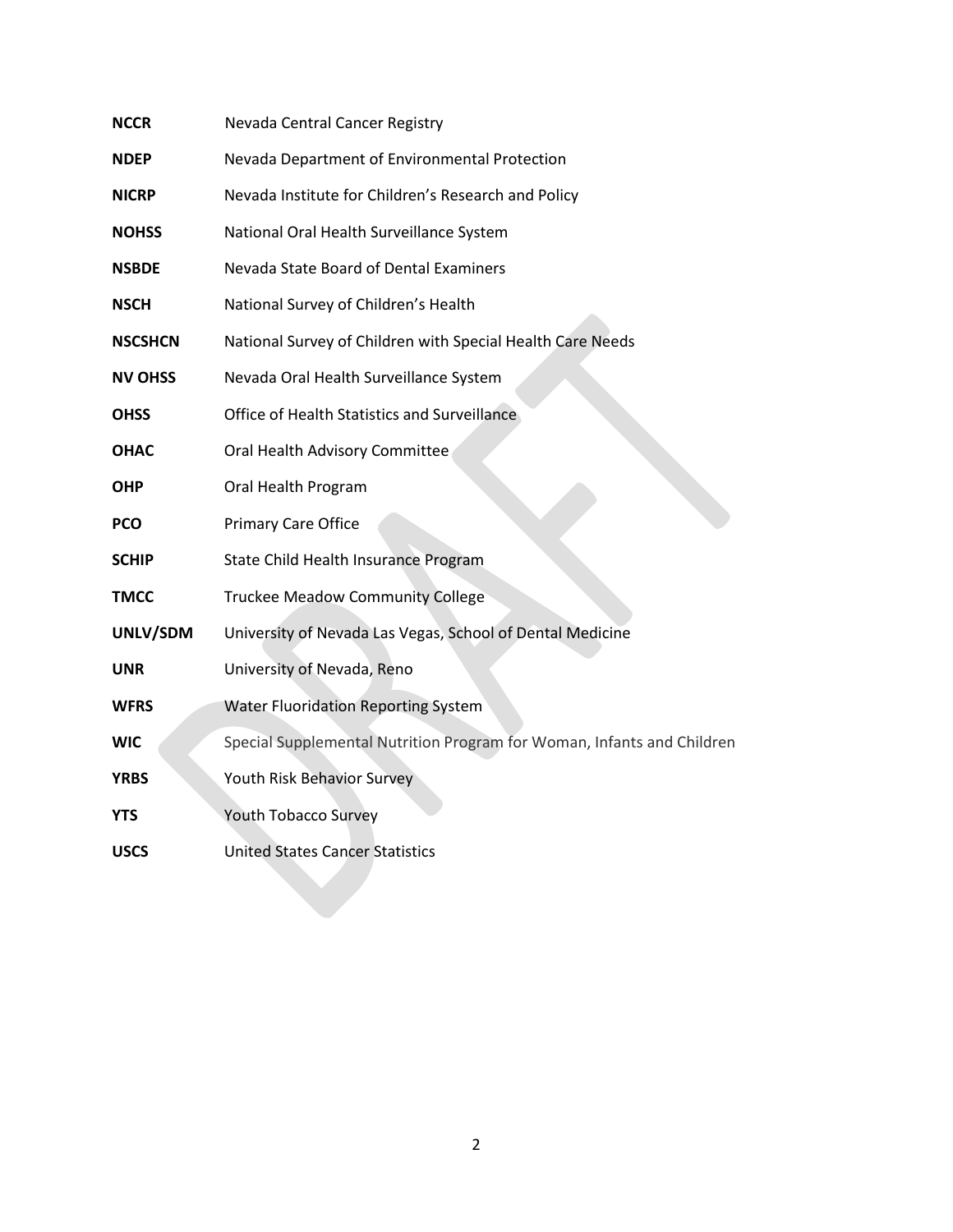| | |
|---|---|
| **NCCR** | Nevada Central Cancer Registry |
| **NDEP** | Nevada Department of Environmental Protection |
| **NICRP** | Nevada Institute for Children's Research and Policy |
| **NOHSS** | National Oral Health Surveillance System |
| **NSBDE** | Nevada State Board of Dental Examiners |
| **NSCH** | National Survey of Children's Health |
| **NSCSHCN** | National Survey of Children with Special Health Care Needs |
| **NV OHSS** | Nevada Oral Health Surveillance System |
| **OHSS** | Office of Health Statistics and Surveillance |
| **OHAC** | Oral Health Advisory Committee |
| **OHP** | Oral Health Program |
| **PCO** | Primary Care Office |
| **SCHIP** | State Child Health Insurance Program |
| **TMCC** | Truckee Meadow Community College |
| **UNLV/SDM** | University of Nevada Las Vegas, School of Dental Medicine |
| **UNR** | University of Nevada, Reno |
| **WFRS** | Water Fluoridation Reporting System |
| **WIC** | Special Supplemental Nutrition Program for Woman, Infants and Children |
| **YRBS** | Youth Risk Behavior Survey |
| **YTS** | Youth Tobacco Survey |
| **USCS** | United States Cancer Statistics |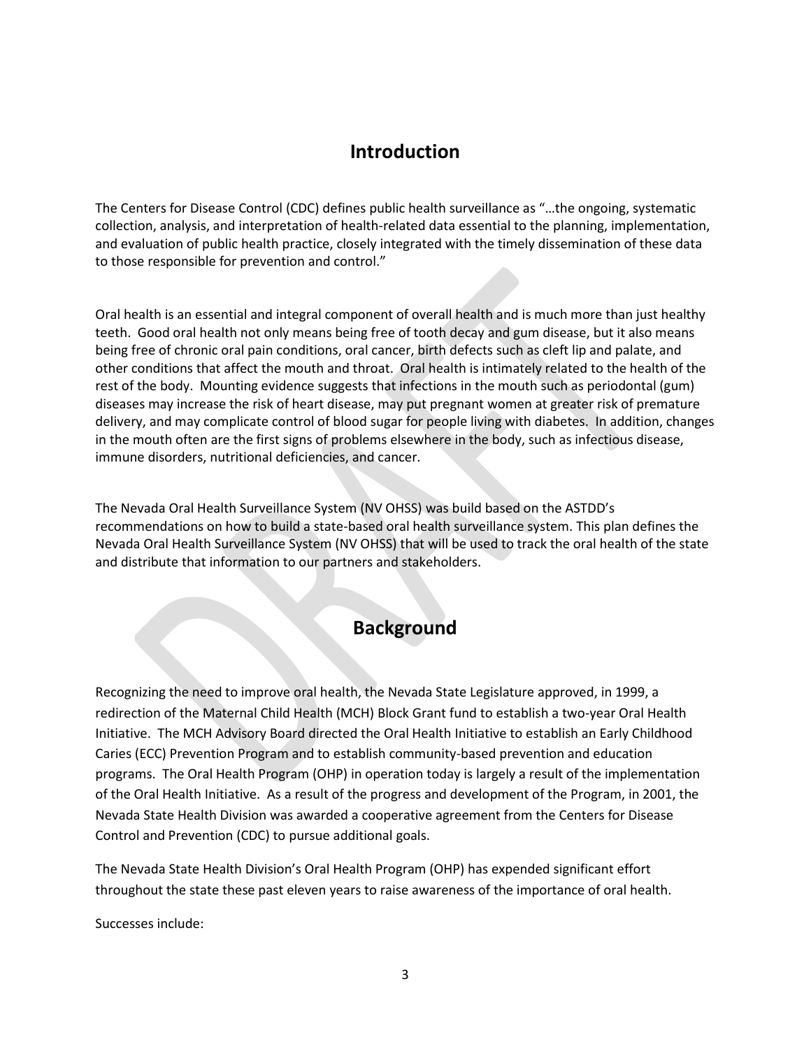## Introduction

The Centers for Disease Control (CDC) defines public health surveillance as "…the ongoing, systematic collection, analysis, and interpretation of health-related data essential to the planning, implementation, and evaluation of public health practice, closely integrated with the timely dissemination of these data to those responsible for prevention and control."

Oral health is an essential and integral component of overall health and is much more than just healthy teeth. Good oral health not only means being free of tooth decay and gum disease, but it also means being free of chronic oral pain conditions, oral cancer, birth defects such as cleft lip and palate, and other conditions that affect the mouth and throat. Oral health is intimately related to the health of the rest of the body. Mounting evidence suggests that infections in the mouth such as periodontal (gum) diseases may increase the risk of heart disease, may put pregnant women at greater risk of premature delivery, and may complicate control of blood sugar for people living with diabetes. In addition, changes in the mouth often are the first signs of problems elsewhere in the body, such as infectious disease, immune disorders, nutritional deficiencies, and cancer.

The Nevada Oral Health Surveillance System (NV OHSS) was build based on the ASTDD's recommendations on how to build a state-based oral health surveillance system. This plan defines the Nevada Oral Health Surveillance System (NV OHSS) that will be used to track the oral health of the state and distribute that information to our partners and stakeholders.

## Background

Recognizing the need to improve oral health, the Nevada State Legislature approved, in 1999, a redirection of the Maternal Child Health (MCH) Block Grant fund to establish a two-year Oral Health Initiative. The MCH Advisory Board directed the Oral Health Initiative to establish an Early Childhood Caries (ECC) Prevention Program and to establish community-based prevention and education programs. The Oral Health Program (OHP) in operation today is largely a result of the implementation of the Oral Health Initiative. As a result of the progress and development of the Program, in 2001, the Nevada State Health Division was awarded a cooperative agreement from the Centers for Disease Control and Prevention (CDC) to pursue additional goals.

The Nevada State Health Division's Oral Health Program (OHP) has expended significant effort throughout the state these past eleven years to raise awareness of the importance of oral health.

Successes include: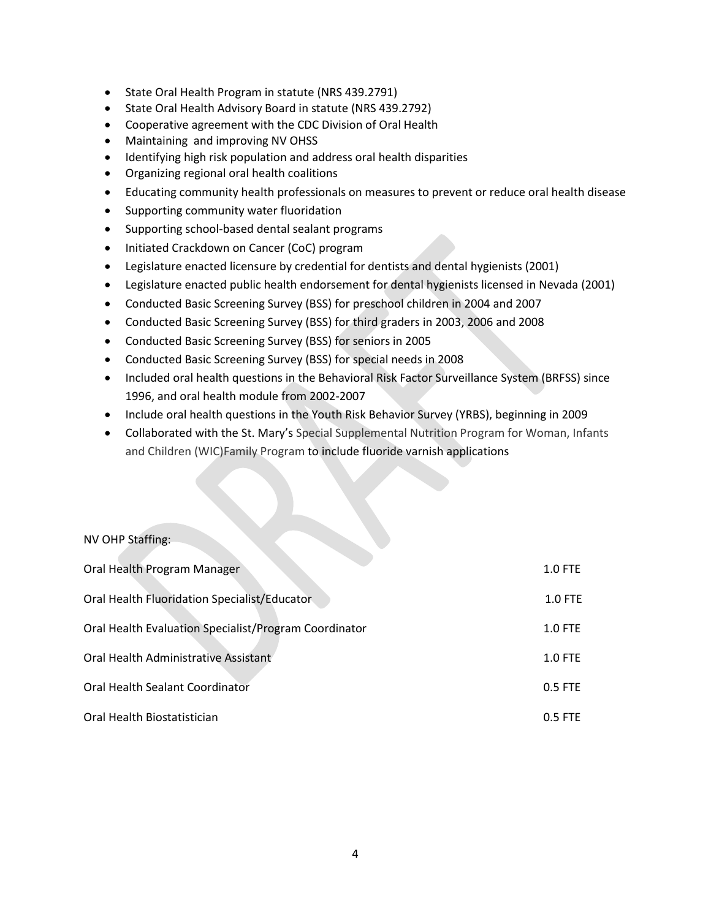- State Oral Health Program in statute (NRS 439.2791)
- State Oral Health Advisory Board in statute (NRS 439.2792)
- Cooperative agreement with the CDC Division of Oral Health
- Maintaining and improving NV OHSS
- Identifying high risk population and address oral health disparities
- Organizing regional oral health coalitions
- Educating community health professionals on measures to prevent or reduce oral health disease
- Supporting community water fluoridation
- Supporting school-based dental sealant programs
- Initiated Crackdown on Cancer (CoC) program
- Legislature enacted licensure by credential for dentists and dental hygienists (2001)
- Legislature enacted public health endorsement for dental hygienists licensed in Nevada (2001)
- Conducted Basic Screening Survey (BSS) for preschool children in 2004 and 2007
- Conducted Basic Screening Survey (BSS) for third graders in 2003, 2006 and 2008
- Conducted Basic Screening Survey (BSS) for seniors in 2005
- Conducted Basic Screening Survey (BSS) for special needs in 2008
- Included oral health questions in the Behavioral Risk Factor Surveillance System (BRFSS) since 1996, and oral health module from 2002-2007
- Include oral health questions in the Youth Risk Behavior Survey (YRBS), beginning in 2009
- Collaborated with the St. Mary's Special Supplemental Nutrition Program for Woman, Infants and Children (WIC)Family Program to include fluoride varnish applications

NV OHP Staffing:

| | |
|---|---|
| Oral Health Program Manager | 1.0 FTE |
| Oral Health Fluoridation Specialist/Educator | 1.0 FTE |
| Oral Health Evaluation Specialist/Program Coordinator | 1.0 FTE |
| Oral Health Administrative Assistant | 1.0 FTE |
| Oral Health Sealant Coordinator | 0.5 FTE |
| Oral Health Biostatistician | 0.5 FTE |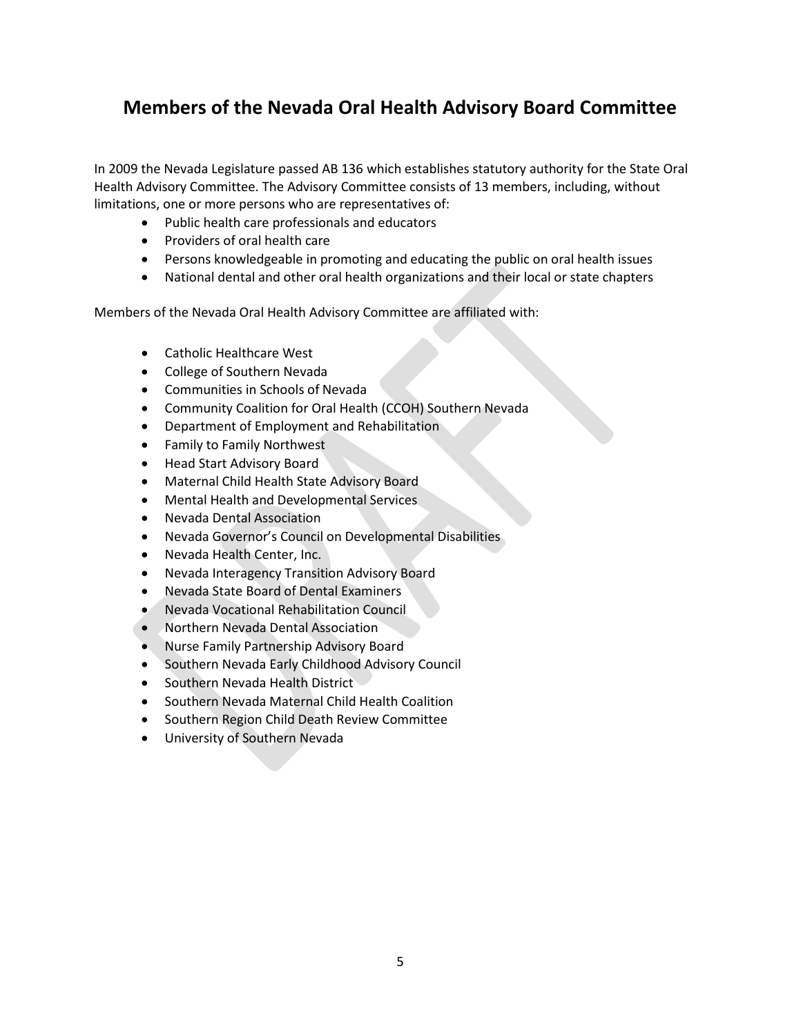## Members of the Nevada Oral Health Advisory Board Committee

In 2009 the Nevada Legislature passed AB 136 which establishes statutory authority for the State Oral Health Advisory Committee. The Advisory Committee consists of 13 members, including, without limitations, one or more persons who are representatives of:

- Public health care professionals and educators
- Providers of oral health care
- Persons knowledgeable in promoting and educating the public on oral health issues
- National dental and other oral health organizations and their local or state chapters

Members of the Nevada Oral Health Advisory Committee are affiliated with:

- Catholic Healthcare West
- College of Southern Nevada
- Communities in Schools of Nevada
- Community Coalition for Oral Health (CCOH) Southern Nevada
- Department of Employment and Rehabilitation
- Family to Family Northwest
- Head Start Advisory Board
- Maternal Child Health State Advisory Board
- Mental Health and Developmental Services
- Nevada Dental Association
- Nevada Governor's Council on Developmental Disabilities
- Nevada Health Center, Inc.
- Nevada Interagency Transition Advisory Board
- Nevada State Board of Dental Examiners
- Nevada Vocational Rehabilitation Council
- Northern Nevada Dental Association
- Nurse Family Partnership Advisory Board
- Southern Nevada Early Childhood Advisory Council
- Southern Nevada Health District
- Southern Nevada Maternal Child Health Coalition
- Southern Region Child Death Review Committee
- University of Southern Nevada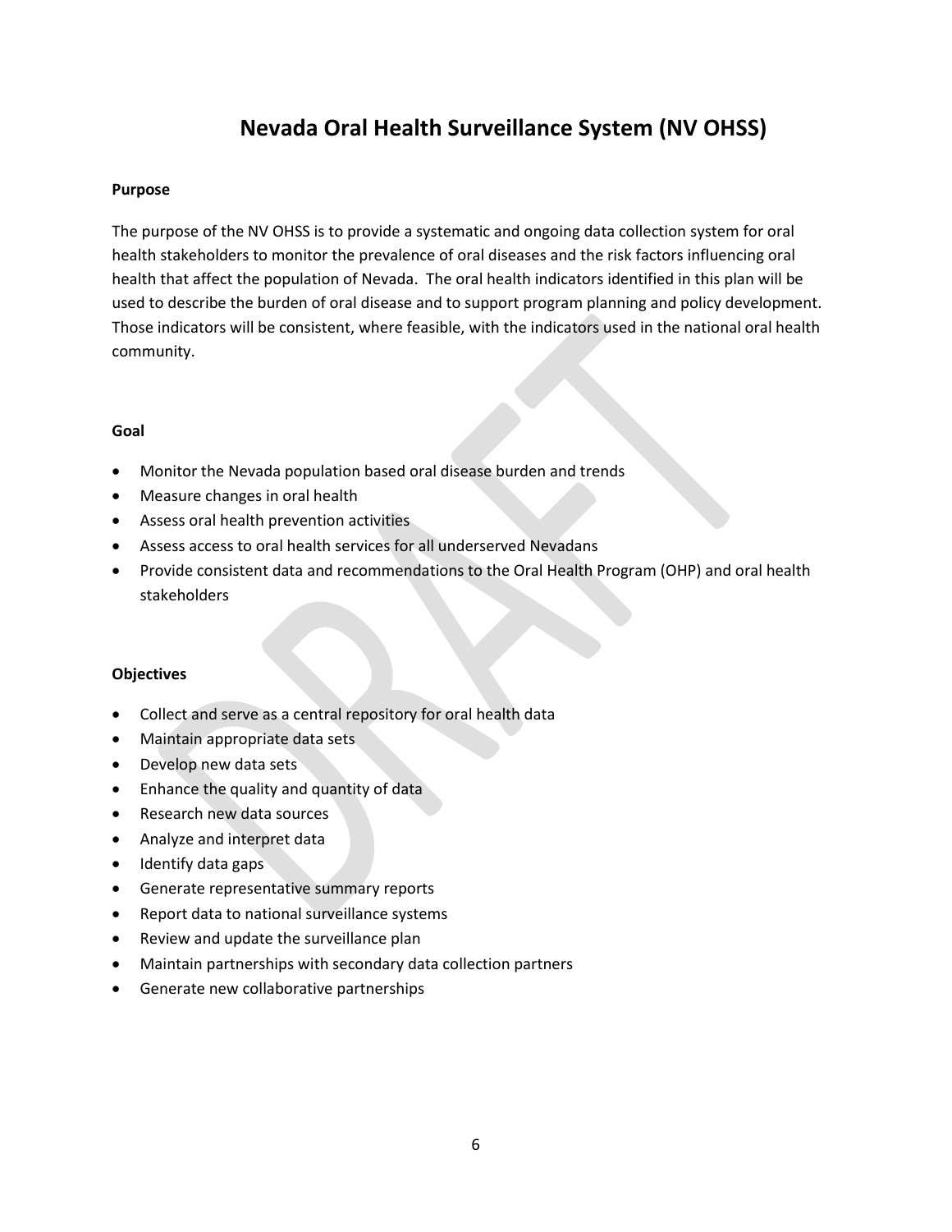# Nevada Oral Health Surveillance System (NV OHSS)

**Purpose**

The purpose of the NV OHSS is to provide a systematic and ongoing data collection system for oral health stakeholders to monitor the prevalence of oral diseases and the risk factors influencing oral health that affect the population of Nevada. The oral health indicators identified in this plan will be used to describe the burden of oral disease and to support program planning and policy development. Those indicators will be consistent, where feasible, with the indicators used in the national oral health community.

**Goal**

- Monitor the Nevada population based oral disease burden and trends
- Measure changes in oral health
- Assess oral health prevention activities
- Assess access to oral health services for all underserved Nevadans
- Provide consistent data and recommendations to the Oral Health Program (OHP) and oral health stakeholders

**Objectives**

- Collect and serve as a central repository for oral health data
- Maintain appropriate data sets
- Develop new data sets
- Enhance the quality and quantity of data
- Research new data sources
- Analyze and interpret data
- Identify data gaps
- Generate representative summary reports
- Report data to national surveillance systems
- Review and update the surveillance plan
- Maintain partnerships with secondary data collection partners
- Generate new collaborative partnerships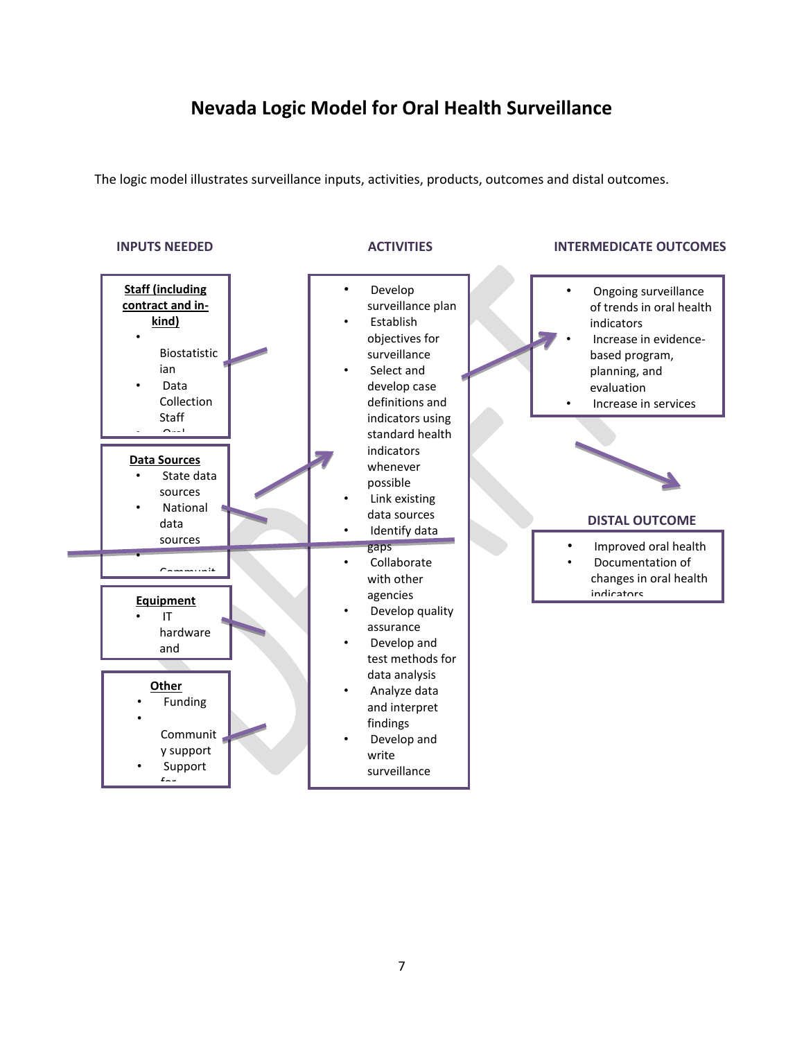# Nevada Logic Model for Oral Health Surveillance

The logic model illustrates surveillance inputs, activities, products, outcomes and distal outcomes.

**INPUTS NEEDED**

**Staff (including contract and in-kind)**

- Biostatistician
- Data Collection Staff
- Oral

**Data Sources**

- State data sources
- National data sources
- Communit

**Equipment**

- IT hardware and

**Other**

- Funding
- Community support
- Support for

**ACTIVITIES**

- Develop surveillance plan
- Establish objectives for surveillance
- Select and develop case definitions and indicators using standard health indicators whenever possible
- Link existing data sources
- Identify data gaps
- Collaborate with other agencies
- Develop quality assurance
- Develop and test methods for data analysis
- Analyze data and interpret findings
- Develop and write surveillance

**INTERMEDICATE OUTCOMES**

- Ongoing surveillance of trends in oral health indicators
- Increase in evidence-based program, planning, and evaluation
- Increase in services

**DISTAL OUTCOME**

- Improved oral health
- Documentation of changes in oral health indicators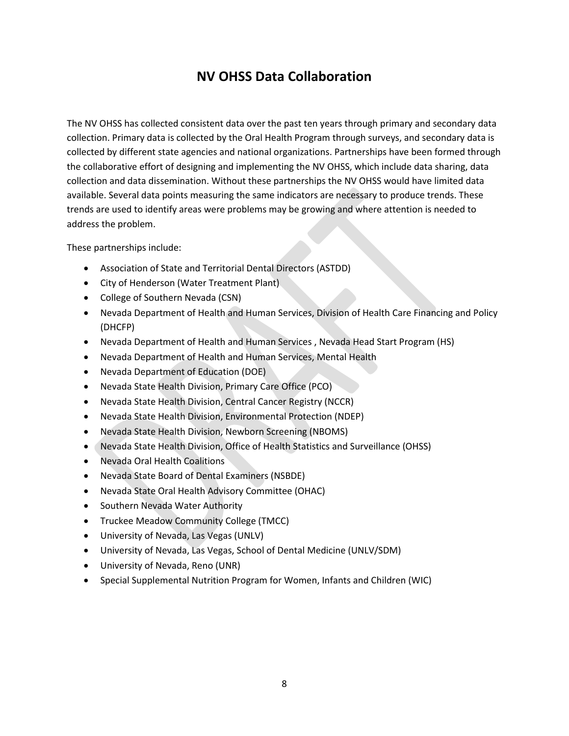# NV OHSS Data Collaboration

The NV OHSS has collected consistent data over the past ten years through primary and secondary data collection. Primary data is collected by the Oral Health Program through surveys, and secondary data is collected by different state agencies and national organizations. Partnerships have been formed through the collaborative effort of designing and implementing the NV OHSS, which include data sharing, data collection and data dissemination. Without these partnerships the NV OHSS would have limited data available. Several data points measuring the same indicators are necessary to produce trends. These trends are used to identify areas were problems may be growing and where attention is needed to address the problem.

These partnerships include:

- Association of State and Territorial Dental Directors (ASTDD)
- City of Henderson (Water Treatment Plant)
- College of Southern Nevada (CSN)
- Nevada Department of Health and Human Services, Division of Health Care Financing and Policy (DHCFP)
- Nevada Department of Health and Human Services , Nevada Head Start Program (HS)
- Nevada Department of Health and Human Services, Mental Health
- Nevada Department of Education (DOE)
- Nevada State Health Division, Primary Care Office (PCO)
- Nevada State Health Division, Central Cancer Registry (NCCR)
- Nevada State Health Division, Environmental Protection (NDEP)
- Nevada State Health Division, Newborn Screening (NBOMS)
- Nevada State Health Division, Office of Health Statistics and Surveillance (OHSS)
- Nevada Oral Health Coalitions
- Nevada State Board of Dental Examiners (NSBDE)
- Nevada State Oral Health Advisory Committee (OHAC)
- Southern Nevada Water Authority
- Truckee Meadow Community College (TMCC)
- University of Nevada, Las Vegas (UNLV)
- University of Nevada, Las Vegas, School of Dental Medicine (UNLV/SDM)
- University of Nevada, Reno (UNR)
- Special Supplemental Nutrition Program for Women, Infants and Children (WIC)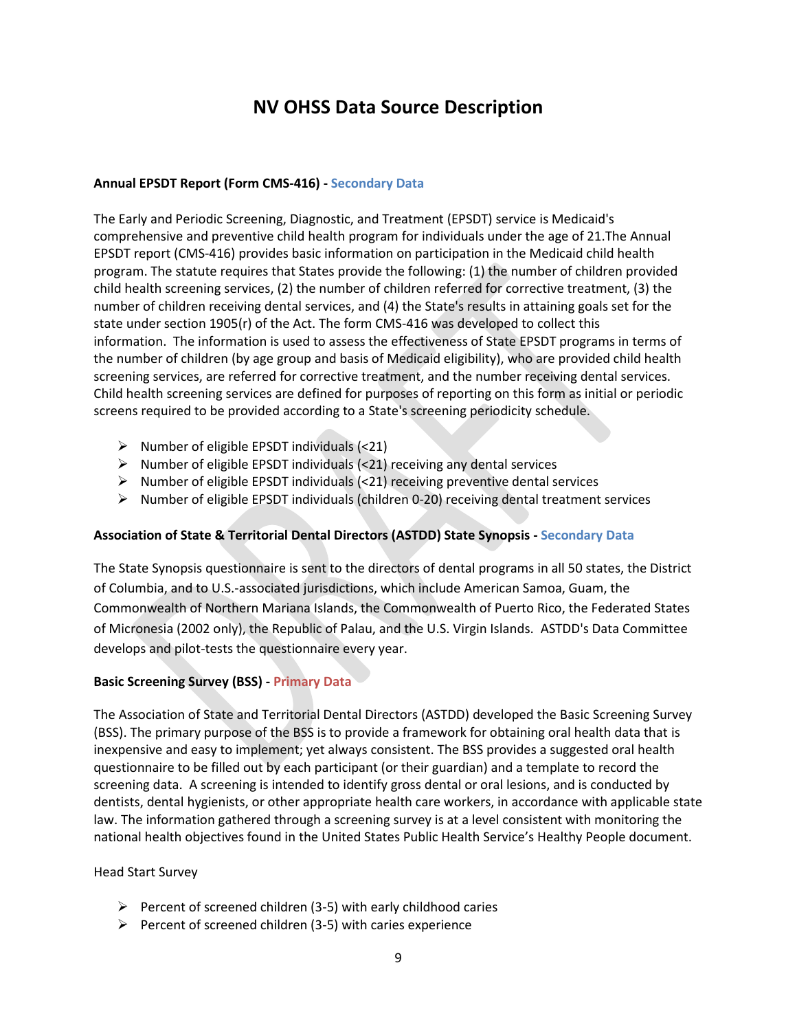# NV OHSS Data Source Description

**Annual EPSDT Report (Form CMS-416) - Secondary Data**

The Early and Periodic Screening, Diagnostic, and Treatment (EPSDT) service is Medicaid's comprehensive and preventive child health program for individuals under the age of 21.The Annual EPSDT report (CMS-416) provides basic information on participation in the Medicaid child health program. The statute requires that States provide the following: (1) the number of children provided child health screening services, (2) the number of children referred for corrective treatment, (3) the number of children receiving dental services, and (4) the State's results in attaining goals set for the state under section 1905(r) of the Act. The form CMS-416 was developed to collect this information. The information is used to assess the effectiveness of State EPSDT programs in terms of the number of children (by age group and basis of Medicaid eligibility), who are provided child health screening services, are referred for corrective treatment, and the number receiving dental services. Child health screening services are defined for purposes of reporting on this form as initial or periodic screens required to be provided according to a State's screening periodicity schedule.

- Number of eligible EPSDT individuals (<21)
- Number of eligible EPSDT individuals (<21) receiving any dental services
- Number of eligible EPSDT individuals (<21) receiving preventive dental services
- Number of eligible EPSDT individuals (children 0-20) receiving dental treatment services

**Association of State & Territorial Dental Directors (ASTDD) State Synopsis - Secondary Data**

The State Synopsis questionnaire is sent to the directors of dental programs in all 50 states, the District of Columbia, and to U.S.-associated jurisdictions, which include American Samoa, Guam, the Commonwealth of Northern Mariana Islands, the Commonwealth of Puerto Rico, the Federated States of Micronesia (2002 only), the Republic of Palau, and the U.S. Virgin Islands. ASTDD's Data Committee develops and pilot-tests the questionnaire every year.

**Basic Screening Survey (BSS) - Primary Data**

The Association of State and Territorial Dental Directors (ASTDD) developed the Basic Screening Survey (BSS). The primary purpose of the BSS is to provide a framework for obtaining oral health data that is inexpensive and easy to implement; yet always consistent. The BSS provides a suggested oral health questionnaire to be filled out by each participant (or their guardian) and a template to record the screening data. A screening is intended to identify gross dental or oral lesions, and is conducted by dentists, dental hygienists, or other appropriate health care workers, in accordance with applicable state law. The information gathered through a screening survey is at a level consistent with monitoring the national health objectives found in the United States Public Health Service's Healthy People document.

Head Start Survey

- Percent of screened children (3-5) with early childhood caries
- Percent of screened children (3-5) with caries experience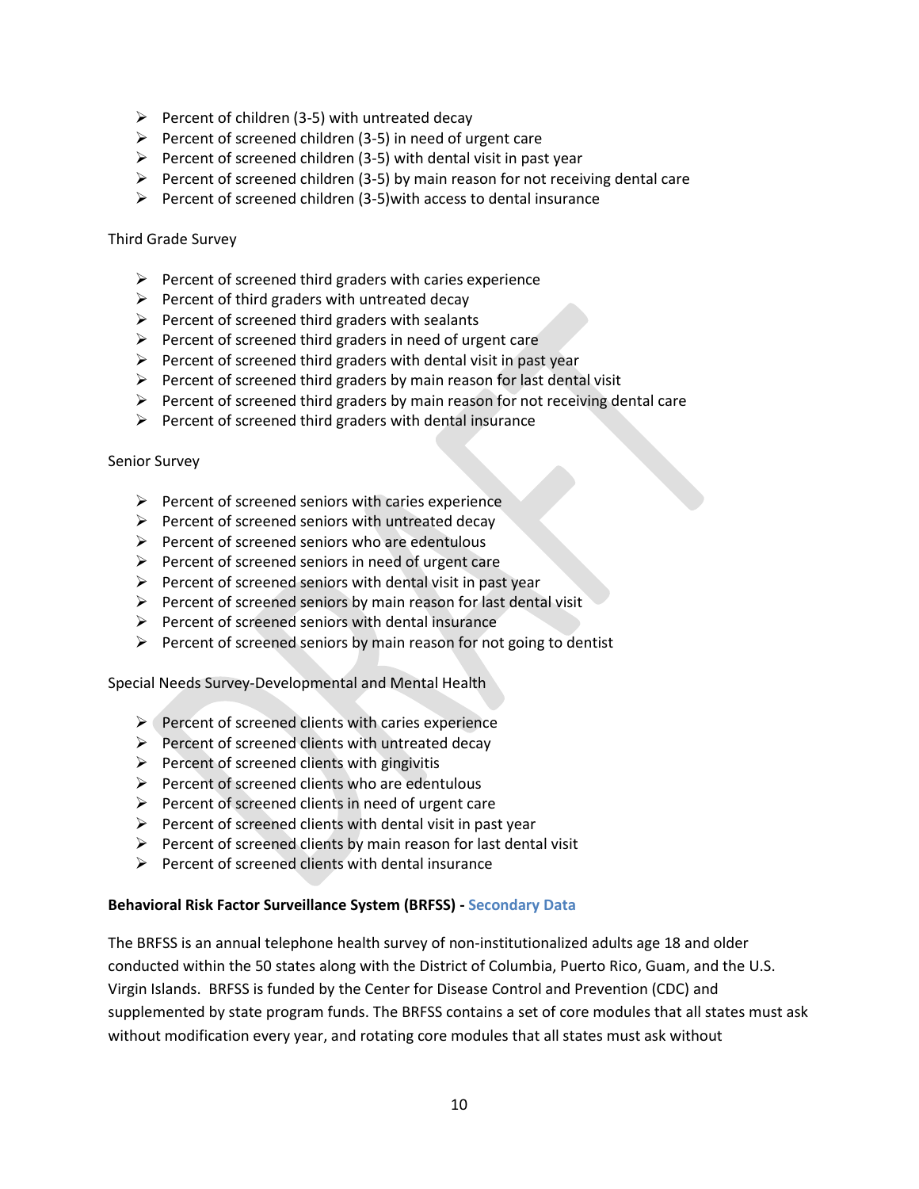- Percent of children (3-5) with untreated decay
- Percent of screened children (3-5) in need of urgent care
- Percent of screened children (3-5) with dental visit in past year
- Percent of screened children (3-5) by main reason for not receiving dental care
- Percent of screened children (3-5)with access to dental insurance

Third Grade Survey

- Percent of screened third graders with caries experience
- Percent of third graders with untreated decay
- Percent of screened third graders with sealants
- Percent of screened third graders in need of urgent care
- Percent of screened third graders with dental visit in past year
- Percent of screened third graders by main reason for last dental visit
- Percent of screened third graders by main reason for not receiving dental care
- Percent of screened third graders with dental insurance

Senior Survey

- Percent of screened seniors with caries experience
- Percent of screened seniors with untreated decay
- Percent of screened seniors who are edentulous
- Percent of screened seniors in need of urgent care
- Percent of screened seniors with dental visit in past year
- Percent of screened seniors by main reason for last dental visit
- Percent of screened seniors with dental insurance
- Percent of screened seniors by main reason for not going to dentist

Special Needs Survey-Developmental and Mental Health

- Percent of screened clients with caries experience
- Percent of screened clients with untreated decay
- Percent of screened clients with gingivitis
- Percent of screened clients who are edentulous
- Percent of screened clients in need of urgent care
- Percent of screened clients with dental visit in past year
- Percent of screened clients by main reason for last dental visit
- Percent of screened clients with dental insurance

**Behavioral Risk Factor Surveillance System (BRFSS) - Secondary Data**

The BRFSS is an annual telephone health survey of non-institutionalized adults age 18 and older conducted within the 50 states along with the District of Columbia, Puerto Rico, Guam, and the U.S. Virgin Islands. BRFSS is funded by the Center for Disease Control and Prevention (CDC) and supplemented by state program funds. The BRFSS contains a set of core modules that all states must ask without modification every year, and rotating core modules that all states must ask without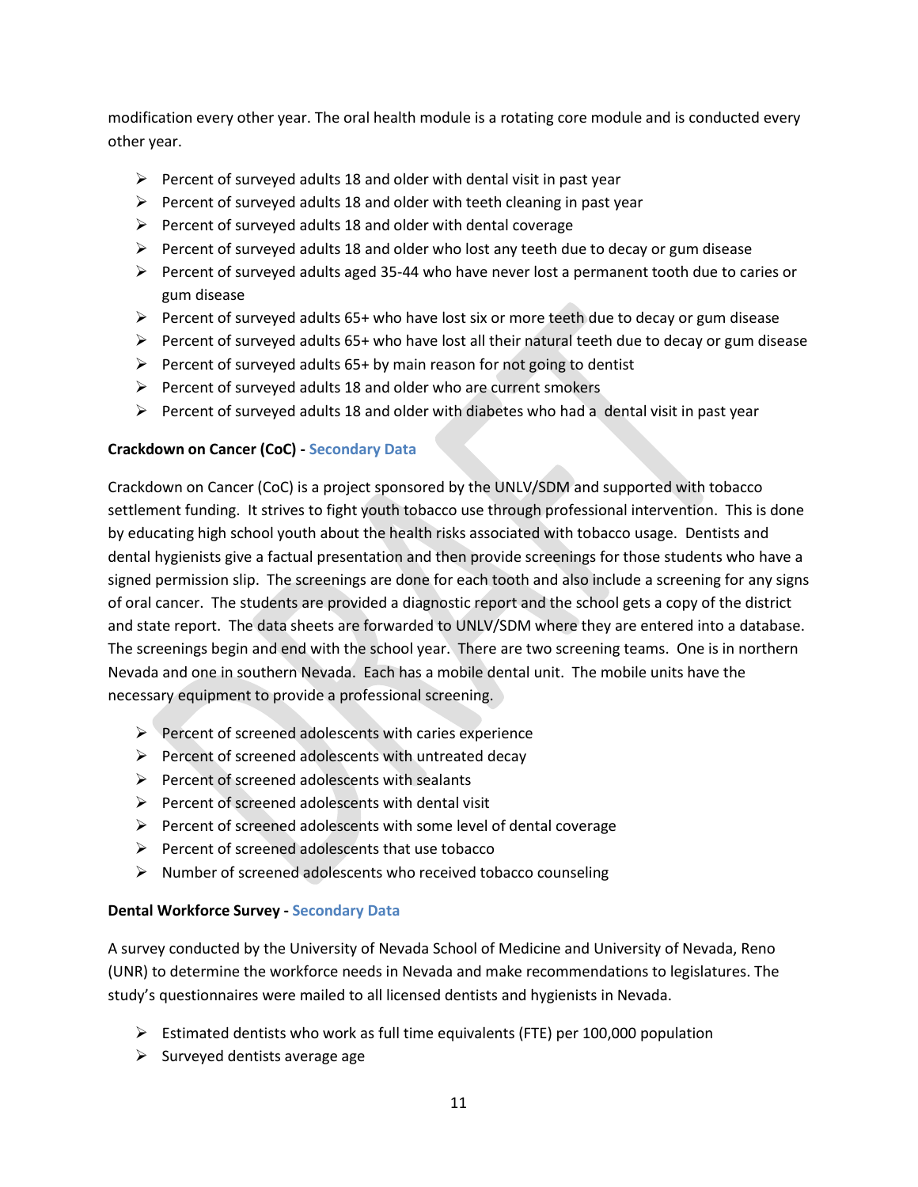modification every other year. The oral health module is a rotating core module and is conducted every other year.

- Percent of surveyed adults 18 and older with dental visit in past year
- Percent of surveyed adults 18 and older with teeth cleaning in past year
- Percent of surveyed adults 18 and older with dental coverage
- Percent of surveyed adults 18 and older who lost any teeth due to decay or gum disease
- Percent of surveyed adults aged 35-44 who have never lost a permanent tooth due to caries or gum disease
- Percent of surveyed adults 65+ who have lost six or more teeth due to decay or gum disease
- Percent of surveyed adults 65+ who have lost all their natural teeth due to decay or gum disease
- Percent of surveyed adults 65+ by main reason for not going to dentist
- Percent of surveyed adults 18 and older who are current smokers
- Percent of surveyed adults 18 and older with diabetes who had a dental visit in past year

**Crackdown on Cancer (CoC) - Secondary Data**

Crackdown on Cancer (CoC) is a project sponsored by the UNLV/SDM and supported with tobacco settlement funding. It strives to fight youth tobacco use through professional intervention. This is done by educating high school youth about the health risks associated with tobacco usage. Dentists and dental hygienists give a factual presentation and then provide screenings for those students who have a signed permission slip. The screenings are done for each tooth and also include a screening for any signs of oral cancer. The students are provided a diagnostic report and the school gets a copy of the district and state report. The data sheets are forwarded to UNLV/SDM where they are entered into a database. The screenings begin and end with the school year. There are two screening teams. One is in northern Nevada and one in southern Nevada. Each has a mobile dental unit. The mobile units have the necessary equipment to provide a professional screening.

- Percent of screened adolescents with caries experience
- Percent of screened adolescents with untreated decay
- Percent of screened adolescents with sealants
- Percent of screened adolescents with dental visit
- Percent of screened adolescents with some level of dental coverage
- Percent of screened adolescents that use tobacco
- Number of screened adolescents who received tobacco counseling

**Dental Workforce Survey - Secondary Data**

A survey conducted by the University of Nevada School of Medicine and University of Nevada, Reno (UNR) to determine the workforce needs in Nevada and make recommendations to legislatures. The study's questionnaires were mailed to all licensed dentists and hygienists in Nevada.

- Estimated dentists who work as full time equivalents (FTE) per 100,000 population
- Surveyed dentists average age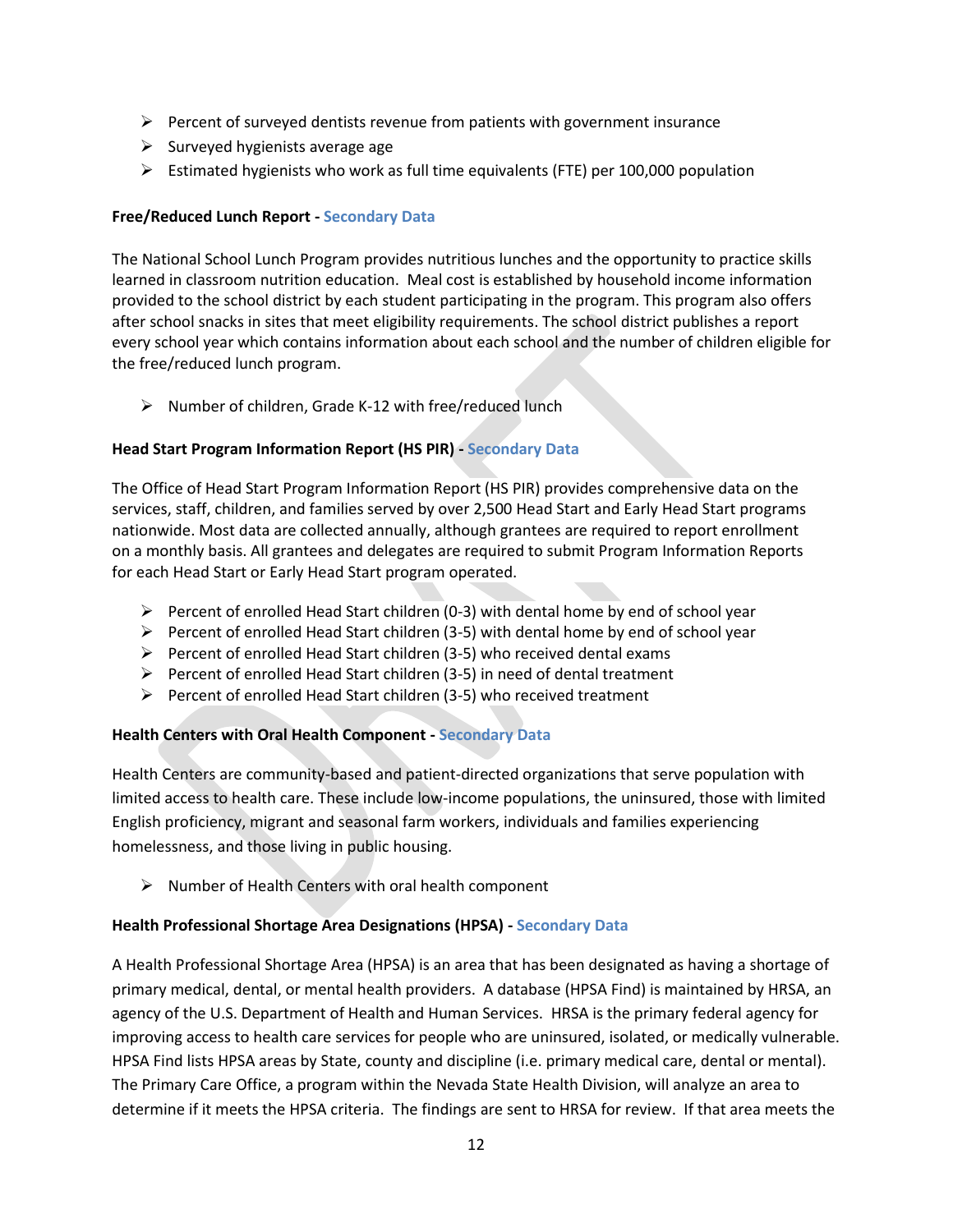- Percent of surveyed dentists revenue from patients with government insurance
- Surveyed hygienists average age
- Estimated hygienists who work as full time equivalents (FTE) per 100,000 population

**Free/Reduced Lunch Report - Secondary Data**

The National School Lunch Program provides nutritious lunches and the opportunity to practice skills learned in classroom nutrition education. Meal cost is established by household income information provided to the school district by each student participating in the program. This program also offers after school snacks in sites that meet eligibility requirements. The school district publishes a report every school year which contains information about each school and the number of children eligible for the free/reduced lunch program.

- Number of children, Grade K-12 with free/reduced lunch

**Head Start Program Information Report (HS PIR) - Secondary Data**

The Office of Head Start Program Information Report (HS PIR) provides comprehensive data on the services, staff, children, and families served by over 2,500 Head Start and Early Head Start programs nationwide. Most data are collected annually, although grantees are required to report enrollment on a monthly basis. All grantees and delegates are required to submit Program Information Reports for each Head Start or Early Head Start program operated.

- Percent of enrolled Head Start children (0-3) with dental home by end of school year
- Percent of enrolled Head Start children (3-5) with dental home by end of school year
- Percent of enrolled Head Start children (3-5) who received dental exams
- Percent of enrolled Head Start children (3-5) in need of dental treatment
- Percent of enrolled Head Start children (3-5) who received treatment

**Health Centers with Oral Health Component - Secondary Data**

Health Centers are community-based and patient-directed organizations that serve population with limited access to health care. These include low-income populations, the uninsured, those with limited English proficiency, migrant and seasonal farm workers, individuals and families experiencing homelessness, and those living in public housing.

- Number of Health Centers with oral health component

**Health Professional Shortage Area Designations (HPSA) - Secondary Data**

A Health Professional Shortage Area (HPSA) is an area that has been designated as having a shortage of primary medical, dental, or mental health providers. A database (HPSA Find) is maintained by HRSA, an agency of the U.S. Department of Health and Human Services. HRSA is the primary federal agency for improving access to health care services for people who are uninsured, isolated, or medically vulnerable. HPSA Find lists HPSA areas by State, county and discipline (i.e. primary medical care, dental or mental). The Primary Care Office, a program within the Nevada State Health Division, will analyze an area to determine if it meets the HPSA criteria. The findings are sent to HRSA for review. If that area meets the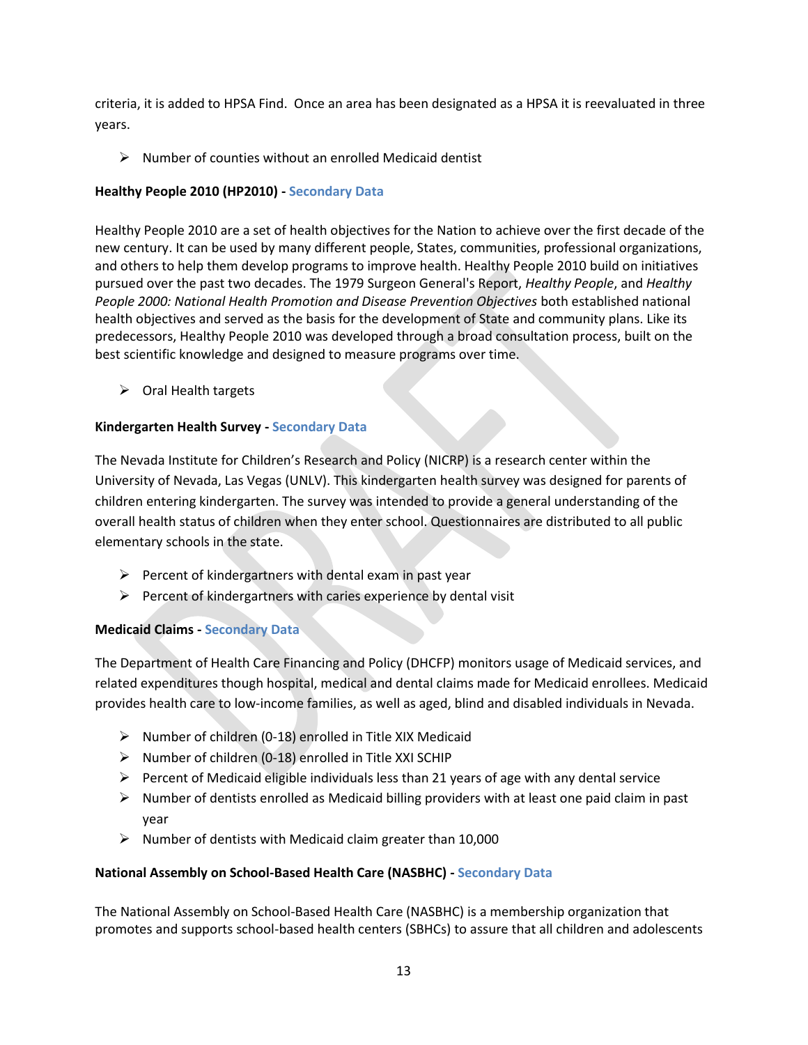criteria, it is added to HPSA Find. Once an area has been designated as a HPSA it is reevaluated in three years.

- Number of counties without an enrolled Medicaid dentist

**Healthy People 2010 (HP2010) - Secondary Data**

Healthy People 2010 are a set of health objectives for the Nation to achieve over the first decade of the new century. It can be used by many different people, States, communities, professional organizations, and others to help them develop programs to improve health. Healthy People 2010 build on initiatives pursued over the past two decades. The 1979 Surgeon General's Report, *Healthy People*, and *Healthy People 2000: National Health Promotion and Disease Prevention Objectives* both established national health objectives and served as the basis for the development of State and community plans. Like its predecessors, Healthy People 2010 was developed through a broad consultation process, built on the best scientific knowledge and designed to measure programs over time.

- Oral Health targets

**Kindergarten Health Survey - Secondary Data**

The Nevada Institute for Children's Research and Policy (NICRP) is a research center within the University of Nevada, Las Vegas (UNLV). This kindergarten health survey was designed for parents of children entering kindergarten. The survey was intended to provide a general understanding of the overall health status of children when they enter school. Questionnaires are distributed to all public elementary schools in the state.

- Percent of kindergartners with dental exam in past year
- Percent of kindergartners with caries experience by dental visit

**Medicaid Claims - Secondary Data**

The Department of Health Care Financing and Policy (DHCFP) monitors usage of Medicaid services, and related expenditures though hospital, medical and dental claims made for Medicaid enrollees. Medicaid provides health care to low-income families, as well as aged, blind and disabled individuals in Nevada.

- Number of children (0-18) enrolled in Title XIX Medicaid
- Number of children (0-18) enrolled in Title XXI SCHIP
- Percent of Medicaid eligible individuals less than 21 years of age with any dental service
- Number of dentists enrolled as Medicaid billing providers with at least one paid claim in past year
- Number of dentists with Medicaid claim greater than 10,000

**National Assembly on School-Based Health Care (NASBHC) - Secondary Data**

The National Assembly on School-Based Health Care (NASBHC) is a membership organization that promotes and supports school-based health centers (SBHCs) to assure that all children and adolescents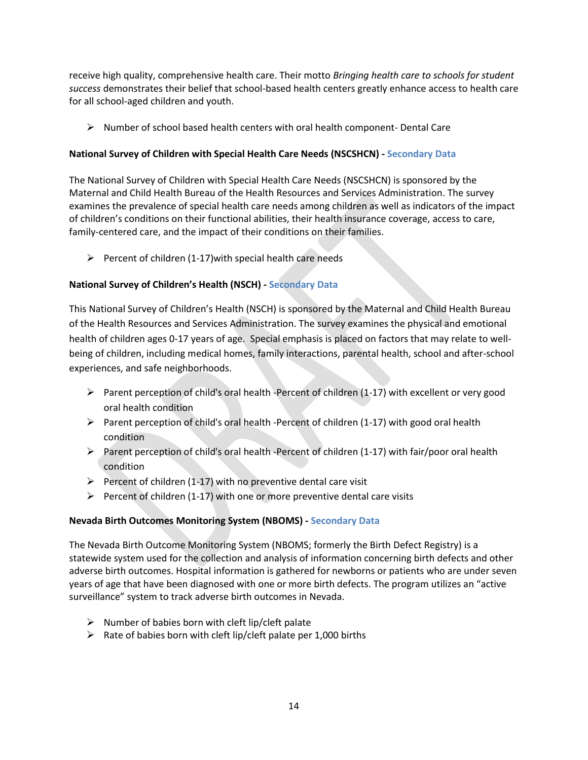receive high quality, comprehensive health care. Their motto *Bringing health care to schools for student success* demonstrates their belief that school-based health centers greatly enhance access to health care for all school-aged children and youth.

- Number of school based health centers with oral health component- Dental Care

**National Survey of Children with Special Health Care Needs (NSCSHCN) - Secondary Data**

The National Survey of Children with Special Health Care Needs (NSCSHCN) is sponsored by the Maternal and Child Health Bureau of the Health Resources and Services Administration. The survey examines the prevalence of special health care needs among children as well as indicators of the impact of children's conditions on their functional abilities, their health insurance coverage, access to care, family-centered care, and the impact of their conditions on their families.

- Percent of children (1-17)with special health care needs

**National Survey of Children's Health (NSCH) - Secondary Data**

This National Survey of Children's Health (NSCH) is sponsored by the Maternal and Child Health Bureau of the Health Resources and Services Administration. The survey examines the physical and emotional health of children ages 0-17 years of age. Special emphasis is placed on factors that may relate to well-being of children, including medical homes, family interactions, parental health, school and after-school experiences, and safe neighborhoods.

- Parent perception of child's oral health -Percent of children (1-17) with excellent or very good oral health condition
- Parent perception of child's oral health -Percent of children (1-17) with good oral health condition
- Parent perception of child's oral health -Percent of children (1-17) with fair/poor oral health condition
- Percent of children (1-17) with no preventive dental care visit
- Percent of children (1-17) with one or more preventive dental care visits

**Nevada Birth Outcomes Monitoring System (NBOMS) - Secondary Data**

The Nevada Birth Outcome Monitoring System (NBOMS; formerly the Birth Defect Registry) is a statewide system used for the collection and analysis of information concerning birth defects and other adverse birth outcomes. Hospital information is gathered for newborns or patients who are under seven years of age that have been diagnosed with one or more birth defects. The program utilizes an "active surveillance" system to track adverse birth outcomes in Nevada.

- Number of babies born with cleft lip/cleft palate
- Rate of babies born with cleft lip/cleft palate per 1,000 births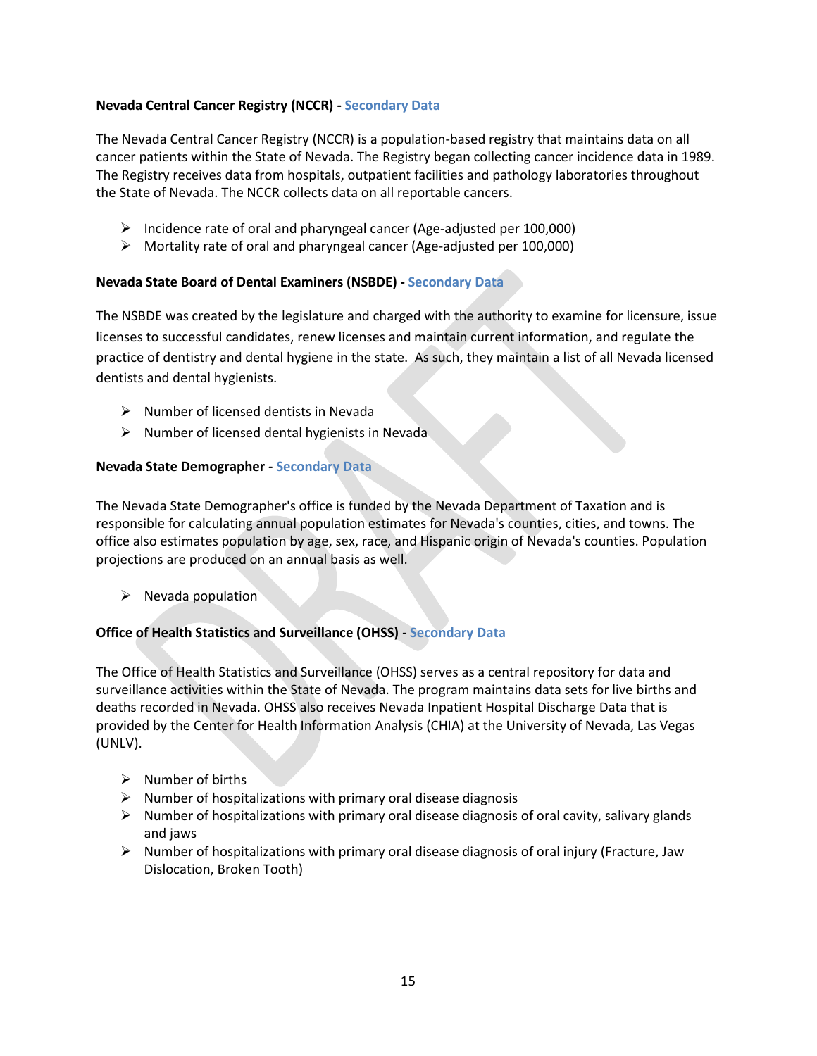**Nevada Central Cancer Registry (NCCR) - Secondary Data**

The Nevada Central Cancer Registry (NCCR) is a population-based registry that maintains data on all cancer patients within the State of Nevada. The Registry began collecting cancer incidence data in 1989. The Registry receives data from hospitals, outpatient facilities and pathology laboratories throughout the State of Nevada. The NCCR collects data on all reportable cancers.

- Incidence rate of oral and pharyngeal cancer (Age-adjusted per 100,000)
- Mortality rate of oral and pharyngeal cancer (Age-adjusted per 100,000)

**Nevada State Board of Dental Examiners (NSBDE) - Secondary Data**

The NSBDE was created by the legislature and charged with the authority to examine for licensure, issue licenses to successful candidates, renew licenses and maintain current information, and regulate the practice of dentistry and dental hygiene in the state. As such, they maintain a list of all Nevada licensed dentists and dental hygienists.

- Number of licensed dentists in Nevada
- Number of licensed dental hygienists in Nevada

**Nevada State Demographer - Secondary Data**

The Nevada State Demographer's office is funded by the Nevada Department of Taxation and is responsible for calculating annual population estimates for Nevada's counties, cities, and towns. The office also estimates population by age, sex, race, and Hispanic origin of Nevada's counties. Population projections are produced on an annual basis as well.

- Nevada population

**Office of Health Statistics and Surveillance (OHSS) - Secondary Data**

The Office of Health Statistics and Surveillance (OHSS) serves as a central repository for data and surveillance activities within the State of Nevada. The program maintains data sets for live births and deaths recorded in Nevada. OHSS also receives Nevada Inpatient Hospital Discharge Data that is provided by the Center for Health Information Analysis (CHIA) at the University of Nevada, Las Vegas (UNLV).

- Number of births
- Number of hospitalizations with primary oral disease diagnosis
- Number of hospitalizations with primary oral disease diagnosis of oral cavity, salivary glands and jaws
- Number of hospitalizations with primary oral disease diagnosis of oral injury (Fracture, Jaw Dislocation, Broken Tooth)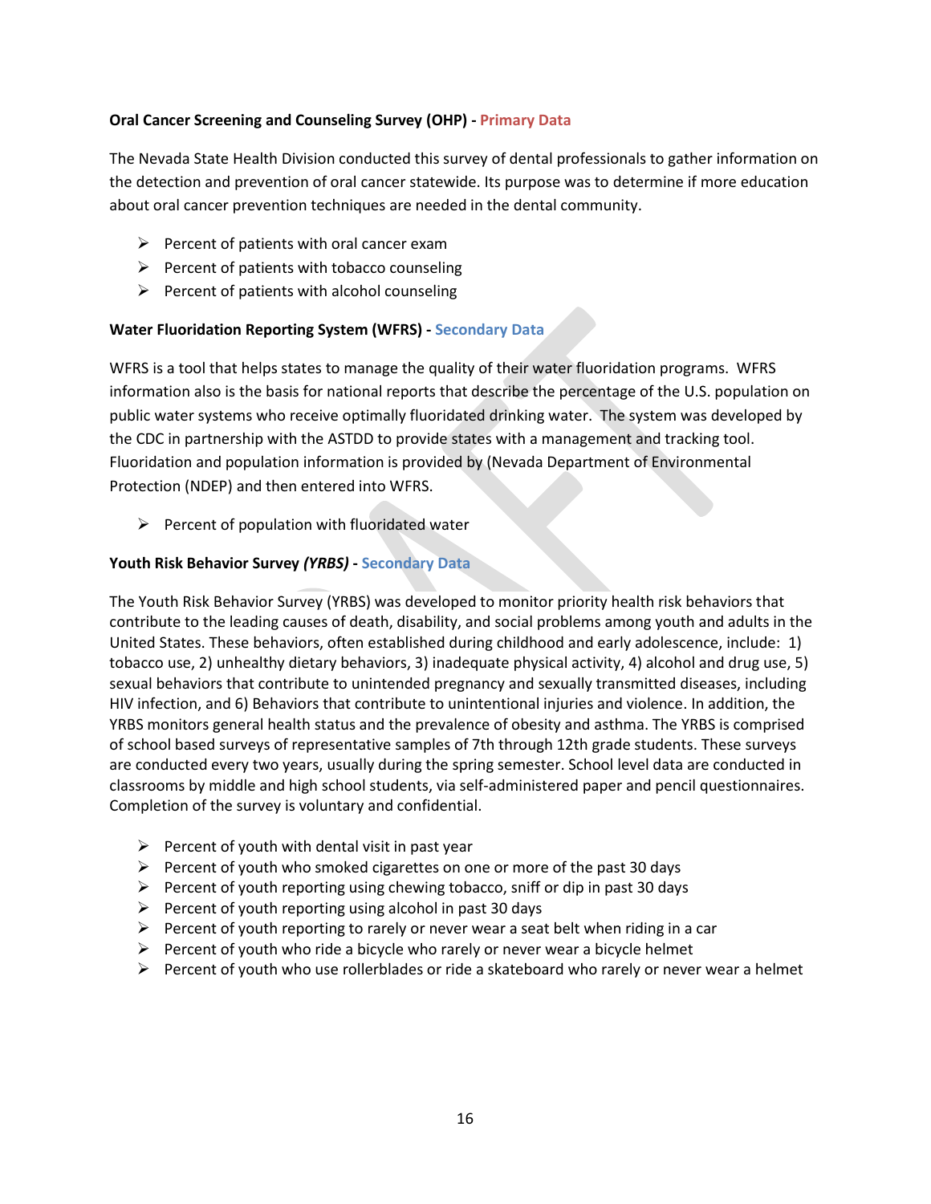**Oral Cancer Screening and Counseling Survey (OHP) - Primary Data**

The Nevada State Health Division conducted this survey of dental professionals to gather information on the detection and prevention of oral cancer statewide. Its purpose was to determine if more education about oral cancer prevention techniques are needed in the dental community.

- Percent of patients with oral cancer exam
- Percent of patients with tobacco counseling
- Percent of patients with alcohol counseling

**Water Fluoridation Reporting System (WFRS) - Secondary Data**

WFRS is a tool that helps states to manage the quality of their water fluoridation programs. WFRS information also is the basis for national reports that describe the percentage of the U.S. population on public water systems who receive optimally fluoridated drinking water. The system was developed by the CDC in partnership with the ASTDD to provide states with a management and tracking tool. Fluoridation and population information is provided by (Nevada Department of Environmental Protection (NDEP) and then entered into WFRS.

- Percent of population with fluoridated water

**Youth Risk Behavior Survey *(YRBS)* - Secondary Data**

The Youth Risk Behavior Survey (YRBS) was developed to monitor priority health risk behaviors that contribute to the leading causes of death, disability, and social problems among youth and adults in the United States. These behaviors, often established during childhood and early adolescence, include: 1) tobacco use, 2) unhealthy dietary behaviors, 3) inadequate physical activity, 4) alcohol and drug use, 5) sexual behaviors that contribute to unintended pregnancy and sexually transmitted diseases, including HIV infection, and 6) Behaviors that contribute to unintentional injuries and violence. In addition, the YRBS monitors general health status and the prevalence of obesity and asthma. The YRBS is comprised of school based surveys of representative samples of 7th through 12th grade students. These surveys are conducted every two years, usually during the spring semester. School level data are conducted in classrooms by middle and high school students, via self-administered paper and pencil questionnaires. Completion of the survey is voluntary and confidential.

- Percent of youth with dental visit in past year
- Percent of youth who smoked cigarettes on one or more of the past 30 days
- Percent of youth reporting using chewing tobacco, sniff or dip in past 30 days
- Percent of youth reporting using alcohol in past 30 days
- Percent of youth reporting to rarely or never wear a seat belt when riding in a car
- Percent of youth who ride a bicycle who rarely or never wear a bicycle helmet
- Percent of youth who use rollerblades or ride a skateboard who rarely or never wear a helmet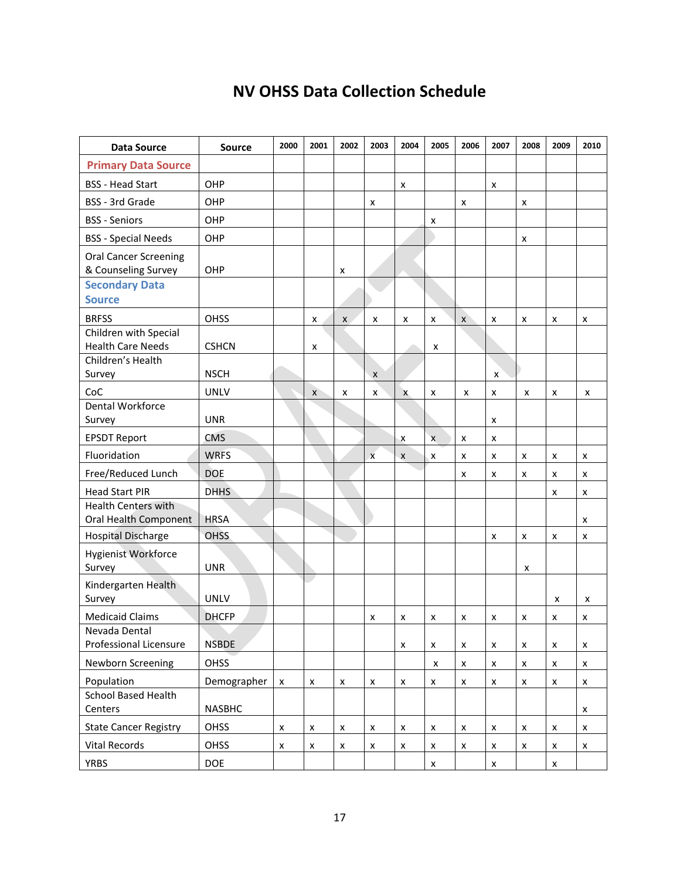# NV OHSS Data Collection Schedule

| Data Source | Source | 2000 | 2001 | 2002 | 2003 | 2004 | 2005 | 2006 | 2007 | 2008 | 2009 | 2010 |
|---|---|---|---|---|---|---|---|---|---|---|---|---|
| **Primary Data Source** | | | | | | | | | | | | |
| BSS - Head Start | OHP | | | | | x | | | x | | | |
| BSS - 3rd Grade | OHP | | | | x | | | x | | x | | |
| BSS - Seniors | OHP | | | | | | x | | | | | |
| BSS - Special Needs | OHP | | | | | | | | | x | | |
| Oral Cancer Screening & Counseling Survey | OHP | | | x | | | | | | | | |
| **Secondary Data Source** | | | | | | | | | | | | |
| BRFSS | OHSS | | x | x | x | x | x | x | x | x | x | x |
| Children with Special Health Care Needs | CSHCN | | x | | | | x | | | | | |
| Children's Health Survey | NSCH | | | | x | | | | x | | | |
| CoC | UNLV | | x | x | x | x | x | x | x | x | x | x |
| Dental Workforce Survey | UNR | | | | | | | | x | | | |
| EPSDT Report | CMS | | | | | x | x | x | x | | | |
| Fluoridation | WRFS | | | | x | x | x | x | x | x | x | x |
| Free/Reduced Lunch | DOE | | | | | | | x | x | x | x | x |
| Head Start PIR | DHHS | | | | | | | | | | x | x |
| Health Centers with Oral Health Component | HRSA | | | | | | | | | | | x |
| Hospital Discharge | OHSS | | | | | | | | x | x | x | x |
| Hygienist Workforce Survey | UNR | | | | | | | | | x | | |
| Kindergarten Health Survey | UNLV | | | | | | | | | | x | x |
| Medicaid Claims | DHCFP | | | | x | x | x | x | x | x | x | x |
| Nevada Dental Professional Licensure | NSBDE | | | | | x | x | x | x | x | x | x |
| Newborn Screening | OHSS | | | | | | x | x | x | x | x | x |
| Population | Demographer | x | x | x | x | x | x | x | x | x | x | x |
| School Based Health Centers | NASBHC | | | | | | | | | | | x |
| State Cancer Registry | OHSS | x | x | x | x | x | x | x | x | x | x | x |
| Vital Records | OHSS | x | x | x | x | x | x | x | x | x | x | x |
| YRBS | DOE | | | | | | x | | x | | x | |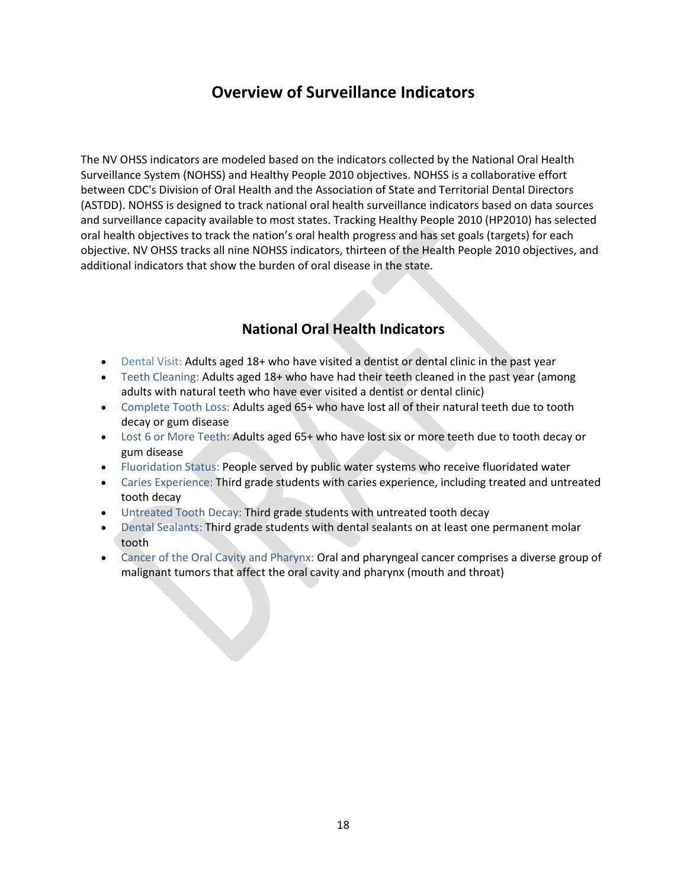# Overview of Surveillance Indicators

The NV OHSS indicators are modeled based on the indicators collected by the National Oral Health Surveillance System (NOHSS) and Healthy People 2010 objectives. NOHSS is a collaborative effort between CDC's Division of Oral Health and the Association of State and Territorial Dental Directors (ASTDD). NOHSS is designed to track national oral health surveillance indicators based on data sources and surveillance capacity available to most states. Tracking Healthy People 2010 (HP2010) has selected oral health objectives to track the nation's oral health progress and has set goals (targets) for each objective. NV OHSS tracks all nine NOHSS indicators, thirteen of the Health People 2010 objectives, and additional indicators that show the burden of oral disease in the state.

## National Oral Health Indicators

- Dental Visit: Adults aged 18+ who have visited a dentist or dental clinic in the past year
- Teeth Cleaning: Adults aged 18+ who have had their teeth cleaned in the past year (among adults with natural teeth who have ever visited a dentist or dental clinic)
- Complete Tooth Loss: Adults aged 65+ who have lost all of their natural teeth due to tooth decay or gum disease
- Lost 6 or More Teeth: Adults aged 65+ who have lost six or more teeth due to tooth decay or gum disease
- Fluoridation Status: People served by public water systems who receive fluoridated water
- Caries Experience: Third grade students with caries experience, including treated and untreated tooth decay
- Untreated Tooth Decay: Third grade students with untreated tooth decay
- Dental Sealants: Third grade students with dental sealants on at least one permanent molar tooth
- Cancer of the Oral Cavity and Pharynx: Oral and pharyngeal cancer comprises a diverse group of malignant tumors that affect the oral cavity and pharynx (mouth and throat)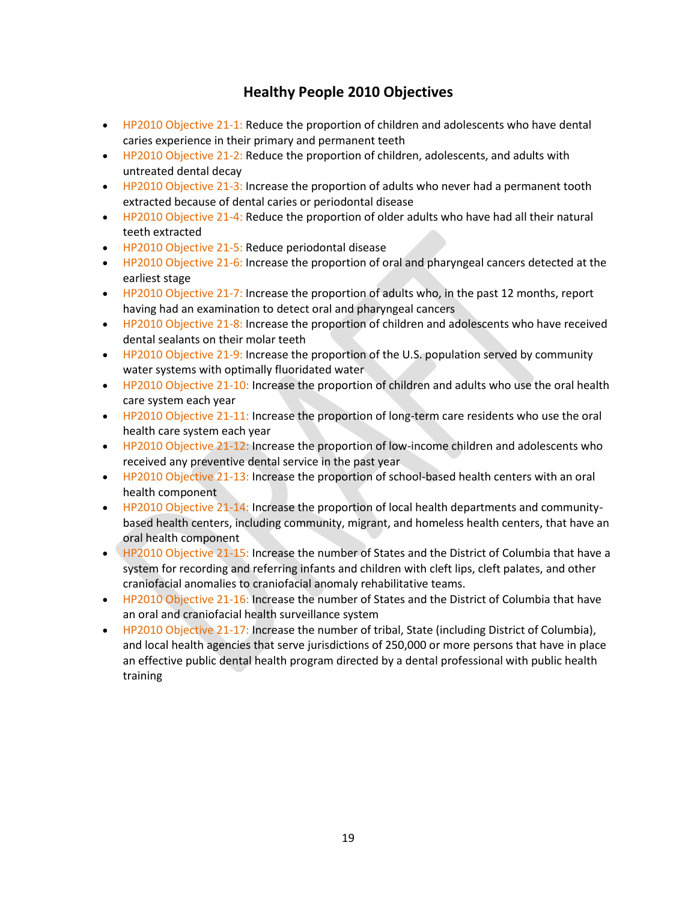## Healthy People 2010 Objectives

- HP2010 Objective 21-1: Reduce the proportion of children and adolescents who have dental caries experience in their primary and permanent teeth
- HP2010 Objective 21-2: Reduce the proportion of children, adolescents, and adults with untreated dental decay
- HP2010 Objective 21-3: Increase the proportion of adults who never had a permanent tooth extracted because of dental caries or periodontal disease
- HP2010 Objective 21-4: Reduce the proportion of older adults who have had all their natural teeth extracted
- HP2010 Objective 21-5: Reduce periodontal disease
- HP2010 Objective 21-6: Increase the proportion of oral and pharyngeal cancers detected at the earliest stage
- HP2010 Objective 21-7: Increase the proportion of adults who, in the past 12 months, report having had an examination to detect oral and pharyngeal cancers
- HP2010 Objective 21-8: Increase the proportion of children and adolescents who have received dental sealants on their molar teeth
- HP2010 Objective 21-9: Increase the proportion of the U.S. population served by community water systems with optimally fluoridated water
- HP2010 Objective 21-10: Increase the proportion of children and adults who use the oral health care system each year
- HP2010 Objective 21-11: Increase the proportion of long-term care residents who use the oral health care system each year
- HP2010 Objective 21-12: Increase the proportion of low-income children and adolescents who received any preventive dental service in the past year
- HP2010 Objective 21-13: Increase the proportion of school-based health centers with an oral health component
- HP2010 Objective 21-14: Increase the proportion of local health departments and community-based health centers, including community, migrant, and homeless health centers, that have an oral health component
- HP2010 Objective 21-15: Increase the number of States and the District of Columbia that have a system for recording and referring infants and children with cleft lips, cleft palates, and other craniofacial anomalies to craniofacial anomaly rehabilitative teams.
- HP2010 Objective 21-16: Increase the number of States and the District of Columbia that have an oral and craniofacial health surveillance system
- HP2010 Objective 21-17: Increase the number of tribal, State (including District of Columbia), and local health agencies that serve jurisdictions of 250,000 or more persons that have in place an effective public dental health program directed by a dental professional with public health training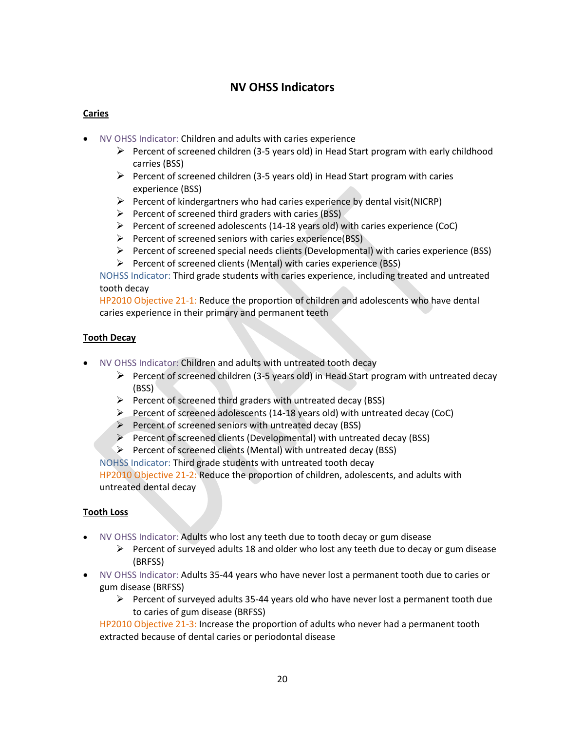## NV OHSS Indicators

### Caries

- NV OHSS Indicator: Children and adults with caries experience
  - Percent of screened children (3-5 years old) in Head Start program with early childhood carries (BSS)
  - Percent of screened children (3-5 years old) in Head Start program with caries experience (BSS)
  - Percent of kindergartners who had caries experience by dental visit(NICRP)
  - Percent of screened third graders with caries (BSS)
  - Percent of screened adolescents (14-18 years old) with caries experience (CoC)
  - Percent of screened seniors with caries experience(BSS)
  - Percent of screened special needs clients (Developmental) with caries experience (BSS)
  - Percent of screened clients (Mental) with caries experience (BSS)

  NOHSS Indicator: Third grade students with caries experience, including treated and untreated tooth decay

  HP2010 Objective 21-1: Reduce the proportion of children and adolescents who have dental caries experience in their primary and permanent teeth

### Tooth Decay

- NV OHSS Indicator: Children and adults with untreated tooth decay
  - Percent of screened children (3-5 years old) in Head Start program with untreated decay (BSS)
  - Percent of screened third graders with untreated decay (BSS)
  - Percent of screened adolescents (14-18 years old) with untreated decay (CoC)
  - Percent of screened seniors with untreated decay (BSS)
  - Percent of screened clients (Developmental) with untreated decay (BSS)
  - Percent of screened clients (Mental) with untreated decay (BSS)

  NOHSS Indicator: Third grade students with untreated tooth decay

  HP2010 Objective 21-2: Reduce the proportion of children, adolescents, and adults with untreated dental decay

### Tooth Loss

- NV OHSS Indicator: Adults who lost any teeth due to tooth decay or gum disease
  - Percent of surveyed adults 18 and older who lost any teeth due to decay or gum disease (BRFSS)
- NV OHSS Indicator: Adults 35-44 years who have never lost a permanent tooth due to caries or gum disease (BRFSS)
  - Percent of surveyed adults 35-44 years old who have never lost a permanent tooth due to caries of gum disease (BRFSS)

  HP2010 Objective 21-3: Increase the proportion of adults who never had a permanent tooth extracted because of dental caries or periodontal disease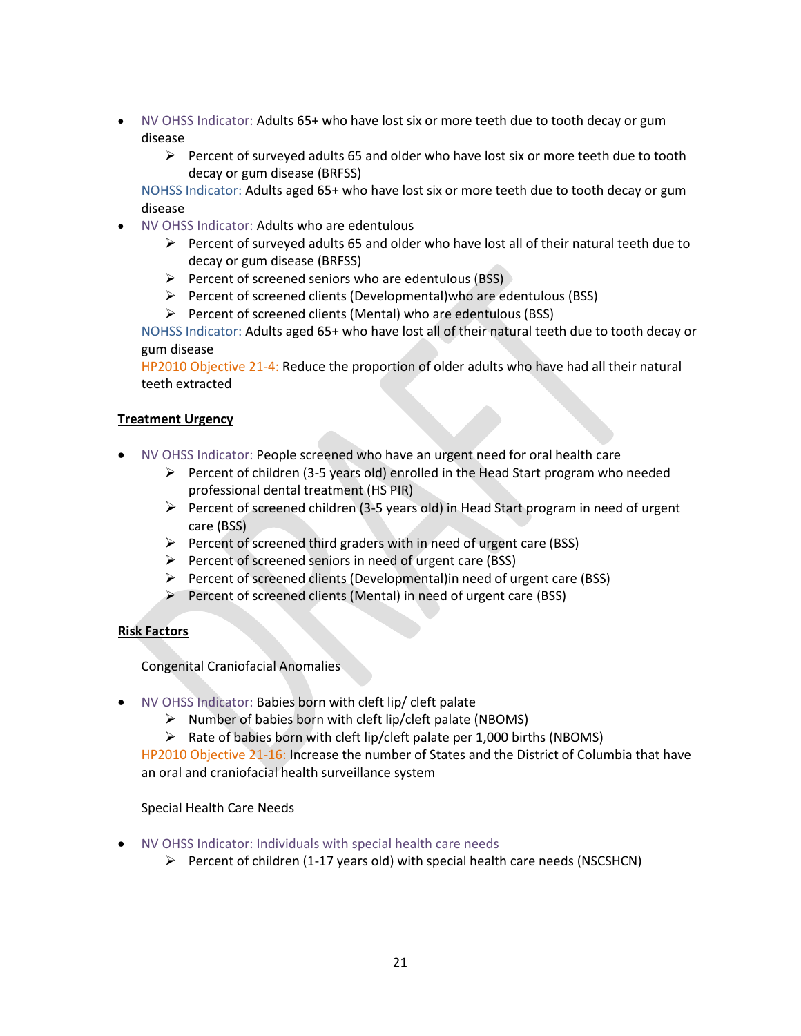- NV OHSS Indicator: Adults 65+ who have lost six or more teeth due to tooth decay or gum disease
  - Percent of surveyed adults 65 and older who have lost six or more teeth due to tooth decay or gum disease (BRFSS)

  NOHSS Indicator: Adults aged 65+ who have lost six or more teeth due to tooth decay or gum disease
- NV OHSS Indicator: Adults who are edentulous
  - Percent of surveyed adults 65 and older who have lost all of their natural teeth due to decay or gum disease (BRFSS)
  - Percent of screened seniors who are edentulous (BSS)
  - Percent of screened clients (Developmental)who are edentulous (BSS)
  - Percent of screened clients (Mental) who are edentulous (BSS)

  NOHSS Indicator: Adults aged 65+ who have lost all of their natural teeth due to tooth decay or gum disease

  HP2010 Objective 21-4: Reduce the proportion of older adults who have had all their natural teeth extracted

**Treatment Urgency**

- NV OHSS Indicator: People screened who have an urgent need for oral health care
  - Percent of children (3-5 years old) enrolled in the Head Start program who needed professional dental treatment (HS PIR)
  - Percent of screened children (3-5 years old) in Head Start program in need of urgent care (BSS)
  - Percent of screened third graders with in need of urgent care (BSS)
  - Percent of screened seniors in need of urgent care (BSS)
  - Percent of screened clients (Developmental)in need of urgent care (BSS)
  - Percent of screened clients (Mental) in need of urgent care (BSS)

**Risk Factors**

Congenital Craniofacial Anomalies

- NV OHSS Indicator: Babies born with cleft lip/ cleft palate
  - Number of babies born with cleft lip/cleft palate (NBOMS)
  - Rate of babies born with cleft lip/cleft palate per 1,000 births (NBOMS)

  HP2010 Objective 21-16: Increase the number of States and the District of Columbia that have an oral and craniofacial health surveillance system

Special Health Care Needs

- NV OHSS Indicator: Individuals with special health care needs
  - Percent of children (1-17 years old) with special health care needs (NSCSHCN)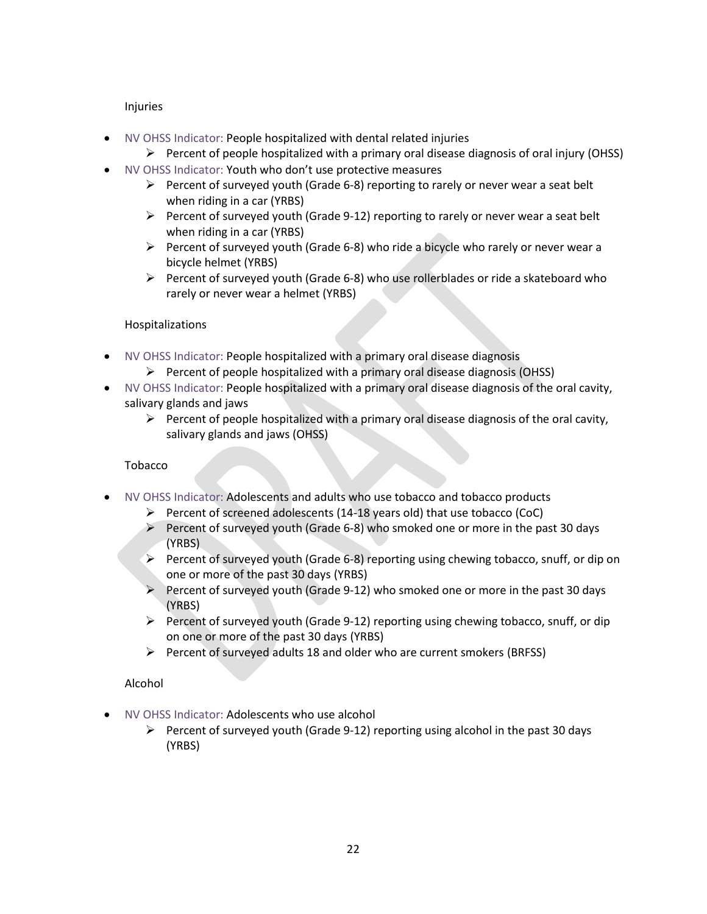Injuries

- NV OHSS Indicator: People hospitalized with dental related injuries
    - Percent of people hospitalized with a primary oral disease diagnosis of oral injury (OHSS)
- NV OHSS Indicator: Youth who don't use protective measures
    - Percent of surveyed youth (Grade 6-8) reporting to rarely or never wear a seat belt when riding in a car (YRBS)
    - Percent of surveyed youth (Grade 9-12) reporting to rarely or never wear a seat belt when riding in a car (YRBS)
    - Percent of surveyed youth (Grade 6-8) who ride a bicycle who rarely or never wear a bicycle helmet (YRBS)
    - Percent of surveyed youth (Grade 6-8) who use rollerblades or ride a skateboard who rarely or never wear a helmet (YRBS)

Hospitalizations

- NV OHSS Indicator: People hospitalized with a primary oral disease diagnosis
    - Percent of people hospitalized with a primary oral disease diagnosis (OHSS)
- NV OHSS Indicator: People hospitalized with a primary oral disease diagnosis of the oral cavity, salivary glands and jaws
    - Percent of people hospitalized with a primary oral disease diagnosis of the oral cavity, salivary glands and jaws (OHSS)

Tobacco

- NV OHSS Indicator: Adolescents and adults who use tobacco and tobacco products
    - Percent of screened adolescents (14-18 years old) that use tobacco (CoC)
    - Percent of surveyed youth (Grade 6-8) who smoked one or more in the past 30 days (YRBS)
    - Percent of surveyed youth (Grade 6-8) reporting using chewing tobacco, snuff, or dip on one or more of the past 30 days (YRBS)
    - Percent of surveyed youth (Grade 9-12) who smoked one or more in the past 30 days (YRBS)
    - Percent of surveyed youth (Grade 9-12) reporting using chewing tobacco, snuff, or dip on one or more of the past 30 days (YRBS)
    - Percent of surveyed adults 18 and older who are current smokers (BRFSS)

Alcohol

- NV OHSS Indicator: Adolescents who use alcohol
    - Percent of surveyed youth (Grade 9-12) reporting using alcohol in the past 30 days (YRBS)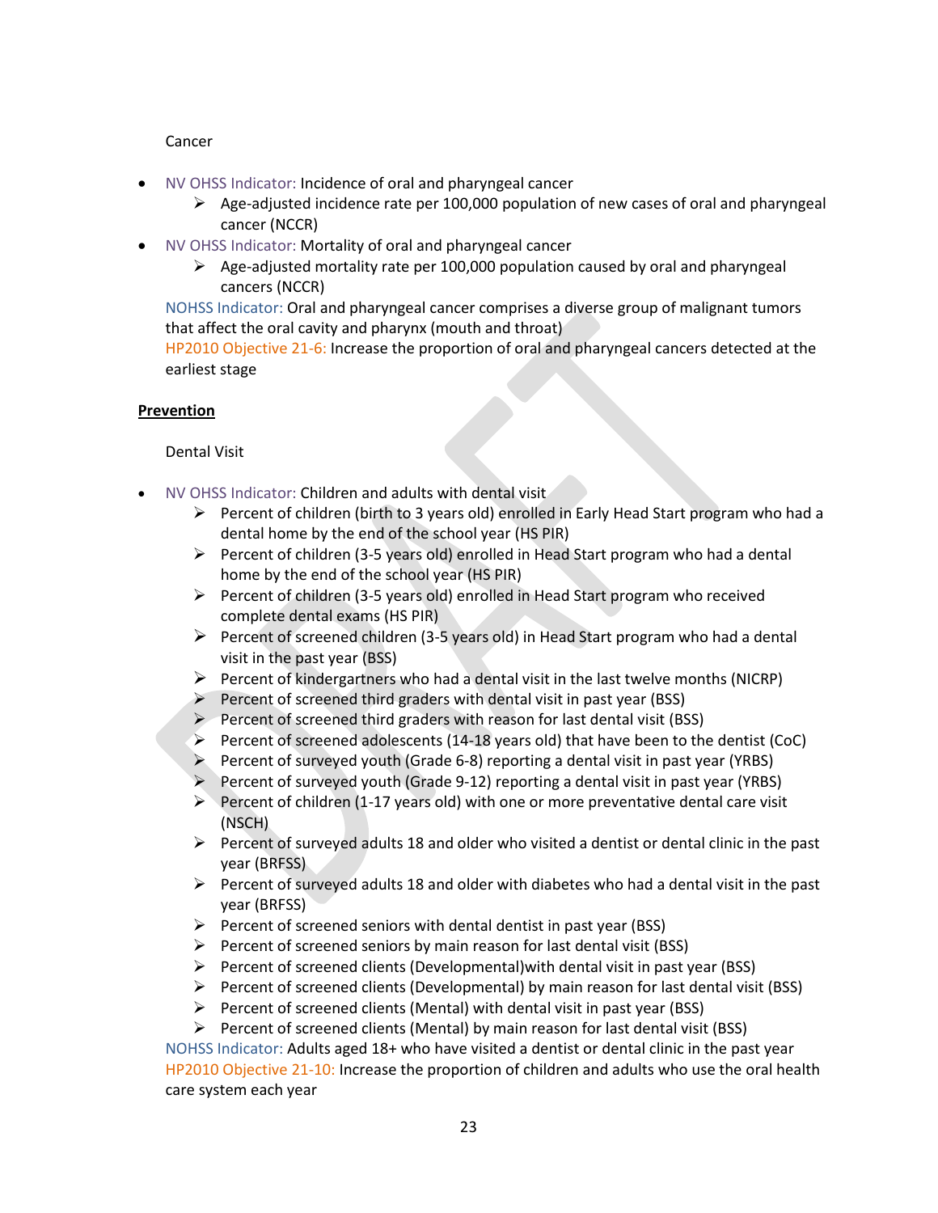Cancer

- NV OHSS Indicator: Incidence of oral and pharyngeal cancer
  - Age-adjusted incidence rate per 100,000 population of new cases of oral and pharyngeal cancer (NCCR)
- NV OHSS Indicator: Mortality of oral and pharyngeal cancer
  - Age-adjusted mortality rate per 100,000 population caused by oral and pharyngeal cancers (NCCR)

NOHSS Indicator: Oral and pharyngeal cancer comprises a diverse group of malignant tumors that affect the oral cavity and pharynx (mouth and throat)
HP2010 Objective 21-6: Increase the proportion of oral and pharyngeal cancers detected at the earliest stage

**Prevention**

Dental Visit

- NV OHSS Indicator: Children and adults with dental visit
  - Percent of children (birth to 3 years old) enrolled in Early Head Start program who had a dental home by the end of the school year (HS PIR)
  - Percent of children (3-5 years old) enrolled in Head Start program who had a dental home by the end of the school year (HS PIR)
  - Percent of children (3-5 years old) enrolled in Head Start program who received complete dental exams (HS PIR)
  - Percent of screened children (3-5 years old) in Head Start program who had a dental visit in the past year (BSS)
  - Percent of kindergartners who had a dental visit in the last twelve months (NICRP)
  - Percent of screened third graders with dental visit in past year (BSS)
  - Percent of screened third graders with reason for last dental visit (BSS)
  - Percent of screened adolescents (14-18 years old) that have been to the dentist (CoC)
  - Percent of surveyed youth (Grade 6-8) reporting a dental visit in past year (YRBS)
  - Percent of surveyed youth (Grade 9-12) reporting a dental visit in past year (YRBS)
  - Percent of children (1-17 years old) with one or more preventative dental care visit (NSCH)
  - Percent of surveyed adults 18 and older who visited a dentist or dental clinic in the past year (BRFSS)
  - Percent of surveyed adults 18 and older with diabetes who had a dental visit in the past year (BRFSS)
  - Percent of screened seniors with dental dentist in past year (BSS)
  - Percent of screened seniors by main reason for last dental visit (BSS)
  - Percent of screened clients (Developmental)with dental visit in past year (BSS)
  - Percent of screened clients (Developmental) by main reason for last dental visit (BSS)
  - Percent of screened clients (Mental) with dental visit in past year (BSS)
  - Percent of screened clients (Mental) by main reason for last dental visit (BSS)

NOHSS Indicator: Adults aged 18+ who have visited a dentist or dental clinic in the past year
HP2010 Objective 21-10: Increase the proportion of children and adults who use the oral health care system each year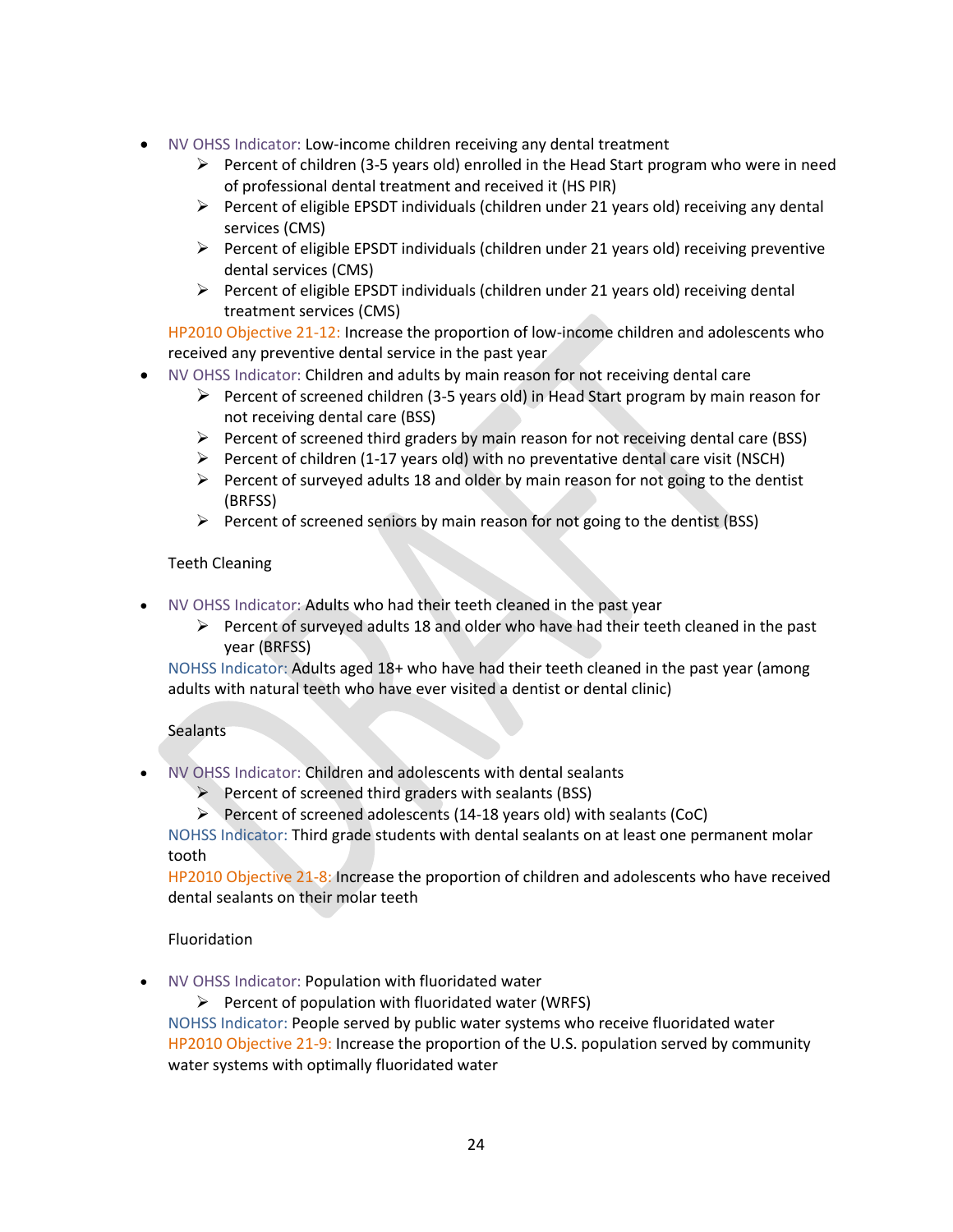- NV OHSS Indicator: Low-income children receiving any dental treatment
    - Percent of children (3-5 years old) enrolled in the Head Start program who were in need of professional dental treatment and received it (HS PIR)
    - Percent of eligible EPSDT individuals (children under 21 years old) receiving any dental services (CMS)
    - Percent of eligible EPSDT individuals (children under 21 years old) receiving preventive dental services (CMS)
    - Percent of eligible EPSDT individuals (children under 21 years old) receiving dental treatment services (CMS)

  HP2010 Objective 21-12: Increase the proportion of low-income children and adolescents who received any preventive dental service in the past year
- NV OHSS Indicator: Children and adults by main reason for not receiving dental care
    - Percent of screened children (3-5 years old) in Head Start program by main reason for not receiving dental care (BSS)
    - Percent of screened third graders by main reason for not receiving dental care (BSS)
    - Percent of children (1-17 years old) with no preventative dental care visit (NSCH)
    - Percent of surveyed adults 18 and older by main reason for not going to the dentist (BRFSS)
    - Percent of screened seniors by main reason for not going to the dentist (BSS)

Teeth Cleaning

- NV OHSS Indicator: Adults who had their teeth cleaned in the past year
    - Percent of surveyed adults 18 and older who have had their teeth cleaned in the past year (BRFSS)

  NOHSS Indicator: Adults aged 18+ who have had their teeth cleaned in the past year (among adults with natural teeth who have ever visited a dentist or dental clinic)

Sealants

- NV OHSS Indicator: Children and adolescents with dental sealants
    - Percent of screened third graders with sealants (BSS)
    - Percent of screened adolescents (14-18 years old) with sealants (CoC)

  NOHSS Indicator: Third grade students with dental sealants on at least one permanent molar tooth

  HP2010 Objective 21-8: Increase the proportion of children and adolescents who have received dental sealants on their molar teeth

Fluoridation

- NV OHSS Indicator: Population with fluoridated water
    - Percent of population with fluoridated water (WRFS)

  NOHSS Indicator: People served by public water systems who receive fluoridated water

  HP2010 Objective 21-9: Increase the proportion of the U.S. population served by community water systems with optimally fluoridated water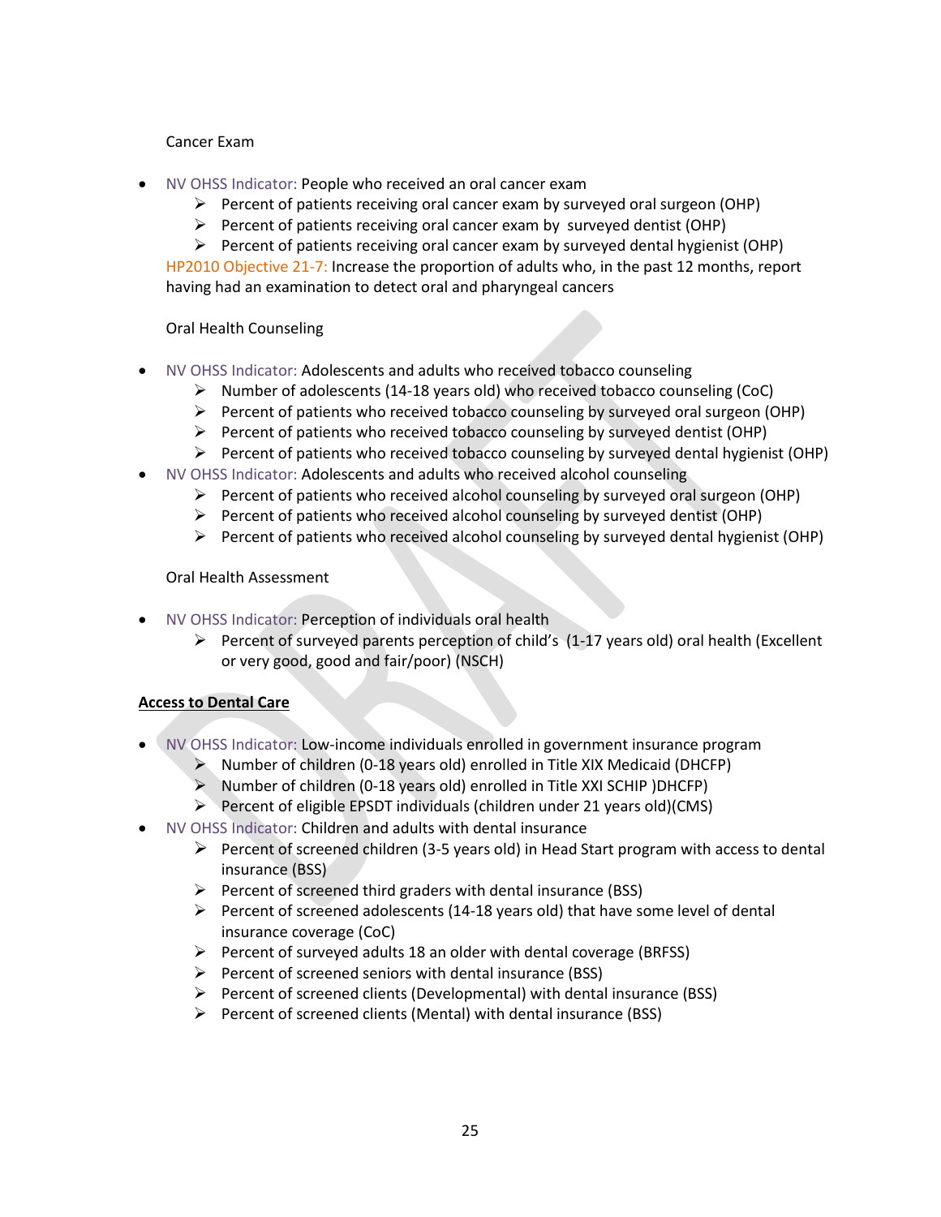Cancer Exam

- NV OHSS Indicator: People who received an oral cancer exam
  - Percent of patients receiving oral cancer exam by surveyed oral surgeon (OHP)
  - Percent of patients receiving oral cancer exam by  surveyed dentist (OHP)
  - Percent of patients receiving oral cancer exam by surveyed dental hygienist (OHP)

  HP2010 Objective 21-7: Increase the proportion of adults who, in the past 12 months, report having had an examination to detect oral and pharyngeal cancers

Oral Health Counseling

- NV OHSS Indicator: Adolescents and adults who received tobacco counseling
  - Number of adolescents (14-18 years old) who received tobacco counseling (CoC)
  - Percent of patients who received tobacco counseling by surveyed oral surgeon (OHP)
  - Percent of patients who received tobacco counseling by surveyed dentist (OHP)
  - Percent of patients who received tobacco counseling by surveyed dental hygienist (OHP)
- NV OHSS Indicator: Adolescents and adults who received alcohol counseling
  - Percent of patients who received alcohol counseling by surveyed oral surgeon (OHP)
  - Percent of patients who received alcohol counseling by surveyed dentist (OHP)
  - Percent of patients who received alcohol counseling by surveyed dental hygienist (OHP)

Oral Health Assessment

- NV OHSS Indicator: Perception of individuals oral health
  - Percent of surveyed parents perception of child's  (1-17 years old) oral health (Excellent or very good, good and fair/poor) (NSCH)

**Access to Dental Care**

- NV OHSS Indicator: Low-income individuals enrolled in government insurance program
  - Number of children (0-18 years old) enrolled in Title XIX Medicaid (DHCFP)
  - Number of children (0-18 years old) enrolled in Title XXI SCHIP )DHCFP)
  - Percent of eligible EPSDT individuals (children under 21 years old)(CMS)
- NV OHSS Indicator: Children and adults with dental insurance
  - Percent of screened children (3-5 years old) in Head Start program with access to dental insurance (BSS)
  - Percent of screened third graders with dental insurance (BSS)
  - Percent of screened adolescents (14-18 years old) that have some level of dental insurance coverage (CoC)
  - Percent of surveyed adults 18 an older with dental coverage (BRFSS)
  - Percent of screened seniors with dental insurance (BSS)
  - Percent of screened clients (Developmental) with dental insurance (BSS)
  - Percent of screened clients (Mental) with dental insurance (BSS)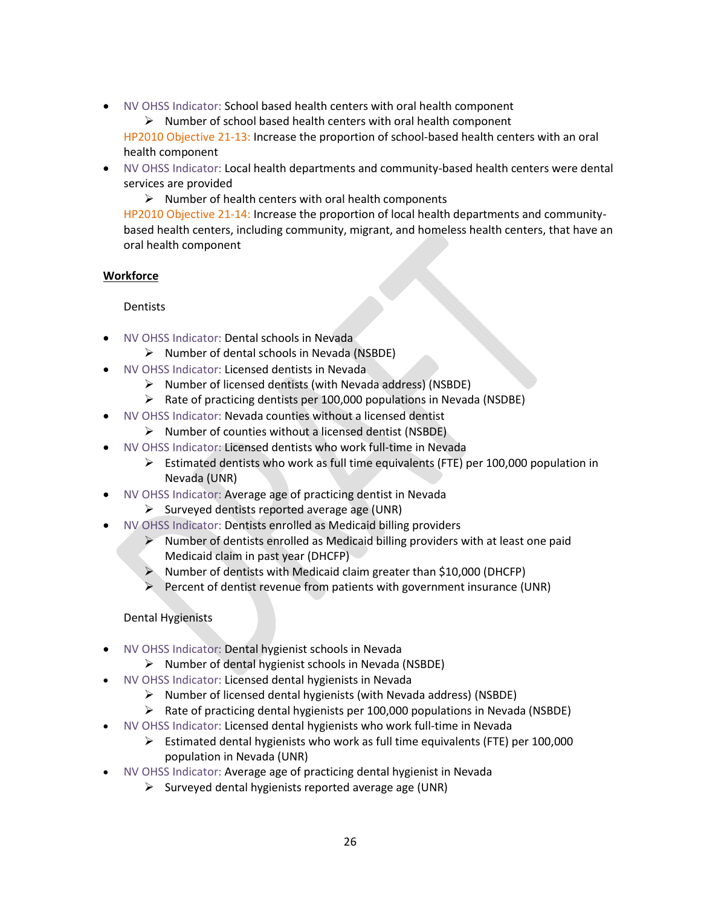- NV OHSS Indicator: School based health centers with oral health component
    - Number of school based health centers with oral health component

  HP2010 Objective 21-13: Increase the proportion of school-based health centers with an oral health component
- NV OHSS Indicator: Local health departments and community-based health centers were dental services are provided
    - Number of health centers with oral health components

  HP2010 Objective 21-14: Increase the proportion of local health departments and community-based health centers, including community, migrant, and homeless health centers, that have an oral health component

**<u>Workforce</u>**

Dentists

- NV OHSS Indicator: Dental schools in Nevada
    - Number of dental schools in Nevada (NSBDE)
- NV OHSS Indicator: Licensed dentists in Nevada
    - Number of licensed dentists (with Nevada address) (NSBDE)
    - Rate of practicing dentists per 100,000 populations in Nevada (NSDBE)
- NV OHSS Indicator: Nevada counties without a licensed dentist
    - Number of counties without a licensed dentist (NSBDE)
- NV OHSS Indicator: Licensed dentists who work full-time in Nevada
    - Estimated dentists who work as full time equivalents (FTE) per 100,000 population in Nevada (UNR)
- NV OHSS Indicator: Average age of practicing dentist in Nevada
    - Surveyed dentists reported average age (UNR)
- NV OHSS Indicator: Dentists enrolled as Medicaid billing providers
    - Number of dentists enrolled as Medicaid billing providers with at least one paid Medicaid claim in past year (DHCFP)
    - Number of dentists with Medicaid claim greater than $10,000 (DHCFP)
    - Percent of dentist revenue from patients with government insurance (UNR)

Dental Hygienists

- NV OHSS Indicator: Dental hygienist schools in Nevada
    - Number of dental hygienist schools in Nevada (NSBDE)
- NV OHSS Indicator: Licensed dental hygienists in Nevada
    - Number of licensed dental hygienists (with Nevada address) (NSBDE)
    - Rate of practicing dental hygienists per 100,000 populations in Nevada (NSBDE)
- NV OHSS Indicator: Licensed dental hygienists who work full-time in Nevada
    - Estimated dental hygienists who work as full time equivalents (FTE) per 100,000 population in Nevada (UNR)
- NV OHSS Indicator: Average age of practicing dental hygienist in Nevada
    - Surveyed dental hygienists reported average age (UNR)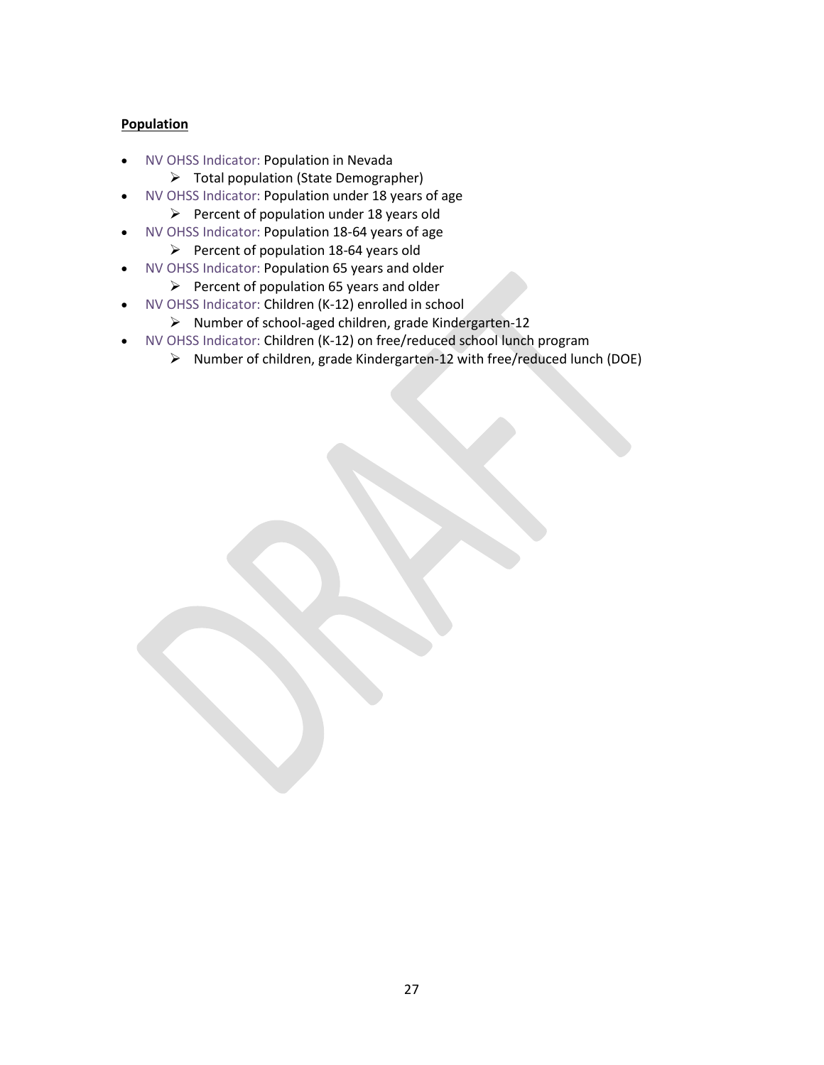**Population**

- NV OHSS Indicator: Population in Nevada
  - Total population (State Demographer)
- NV OHSS Indicator: Population under 18 years of age
  - Percent of population under 18 years old
- NV OHSS Indicator: Population 18-64 years of age
  - Percent of population 18-64 years old
- NV OHSS Indicator: Population 65 years and older
  - Percent of population 65 years and older
- NV OHSS Indicator: Children (K-12) enrolled in school
  - Number of school-aged children, grade Kindergarten-12
- NV OHSS Indicator: Children (K-12) on free/reduced school lunch program
  - Number of children, grade Kindergarten-12 with free/reduced lunch (DOE)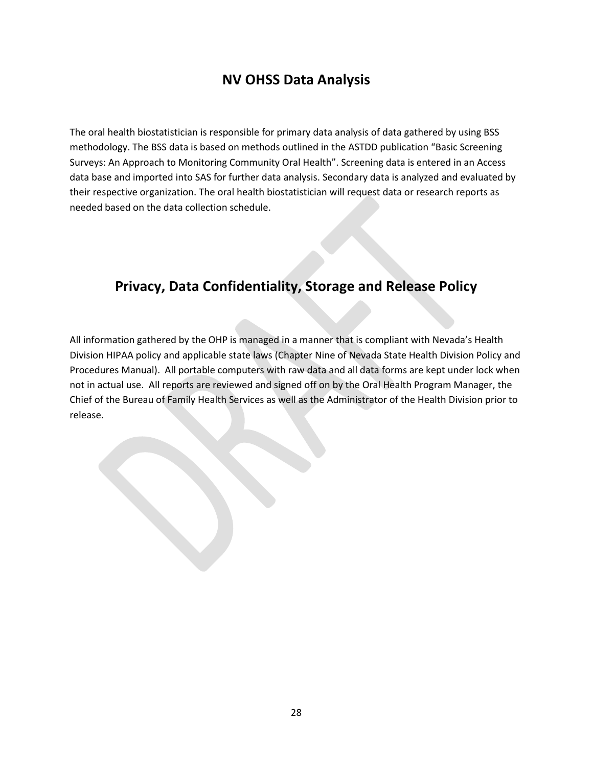## NV OHSS Data Analysis

The oral health biostatistician is responsible for primary data analysis of data gathered by using BSS methodology. The BSS data is based on methods outlined in the ASTDD publication "Basic Screening Surveys: An Approach to Monitoring Community Oral Health". Screening data is entered in an Access data base and imported into SAS for further data analysis. Secondary data is analyzed and evaluated by their respective organization. The oral health biostatistician will request data or research reports as needed based on the data collection schedule.

## Privacy, Data Confidentiality, Storage and Release Policy

All information gathered by the OHP is managed in a manner that is compliant with Nevada's Health Division HIPAA policy and applicable state laws (Chapter Nine of Nevada State Health Division Policy and Procedures Manual). All portable computers with raw data and all data forms are kept under lock when not in actual use. All reports are reviewed and signed off on by the Oral Health Program Manager, the Chief of the Bureau of Family Health Services as well as the Administrator of the Health Division prior to release.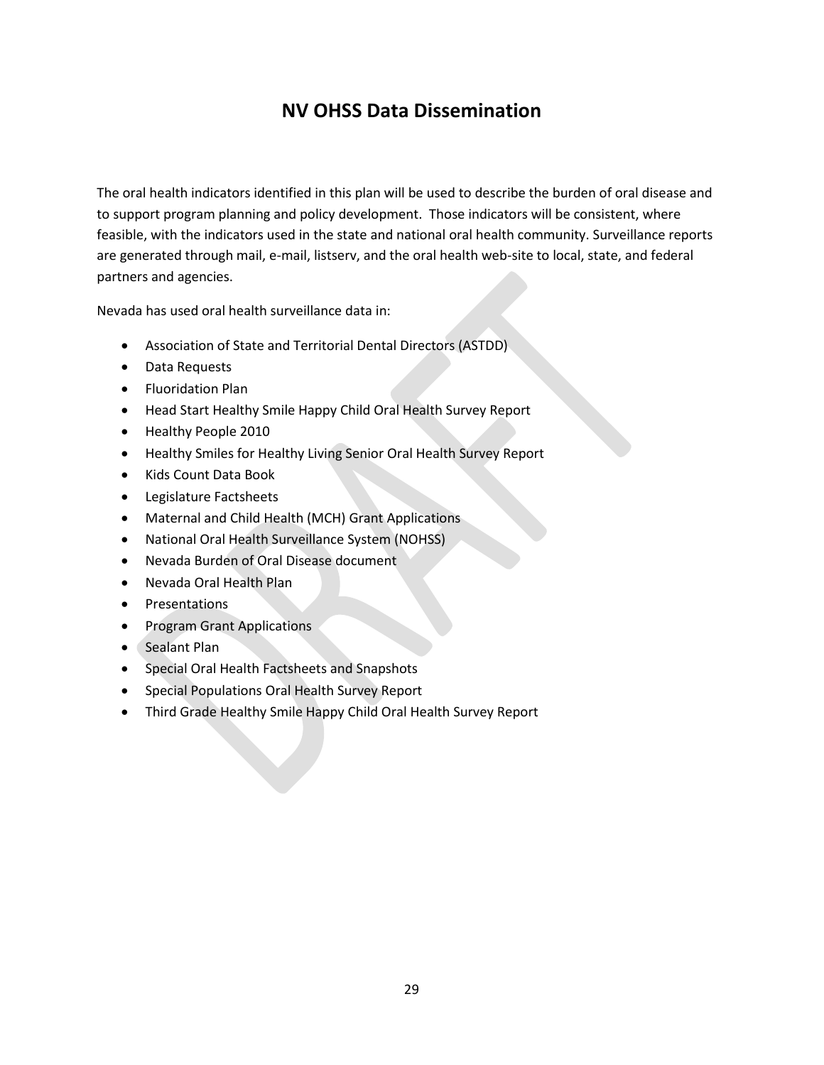# NV OHSS Data Dissemination

The oral health indicators identified in this plan will be used to describe the burden of oral disease and to support program planning and policy development. Those indicators will be consistent, where feasible, with the indicators used in the state and national oral health community. Surveillance reports are generated through mail, e-mail, listserv, and the oral health web-site to local, state, and federal partners and agencies.

Nevada has used oral health surveillance data in:

- Association of State and Territorial Dental Directors (ASTDD)
- Data Requests
- Fluoridation Plan
- Head Start Healthy Smile Happy Child Oral Health Survey Report
- Healthy People 2010
- Healthy Smiles for Healthy Living Senior Oral Health Survey Report
- Kids Count Data Book
- Legislature Factsheets
- Maternal and Child Health (MCH) Grant Applications
- National Oral Health Surveillance System (NOHSS)
- Nevada Burden of Oral Disease document
- Nevada Oral Health Plan
- Presentations
- Program Grant Applications
- Sealant Plan
- Special Oral Health Factsheets and Snapshots
- Special Populations Oral Health Survey Report
- Third Grade Healthy Smile Happy Child Oral Health Survey Report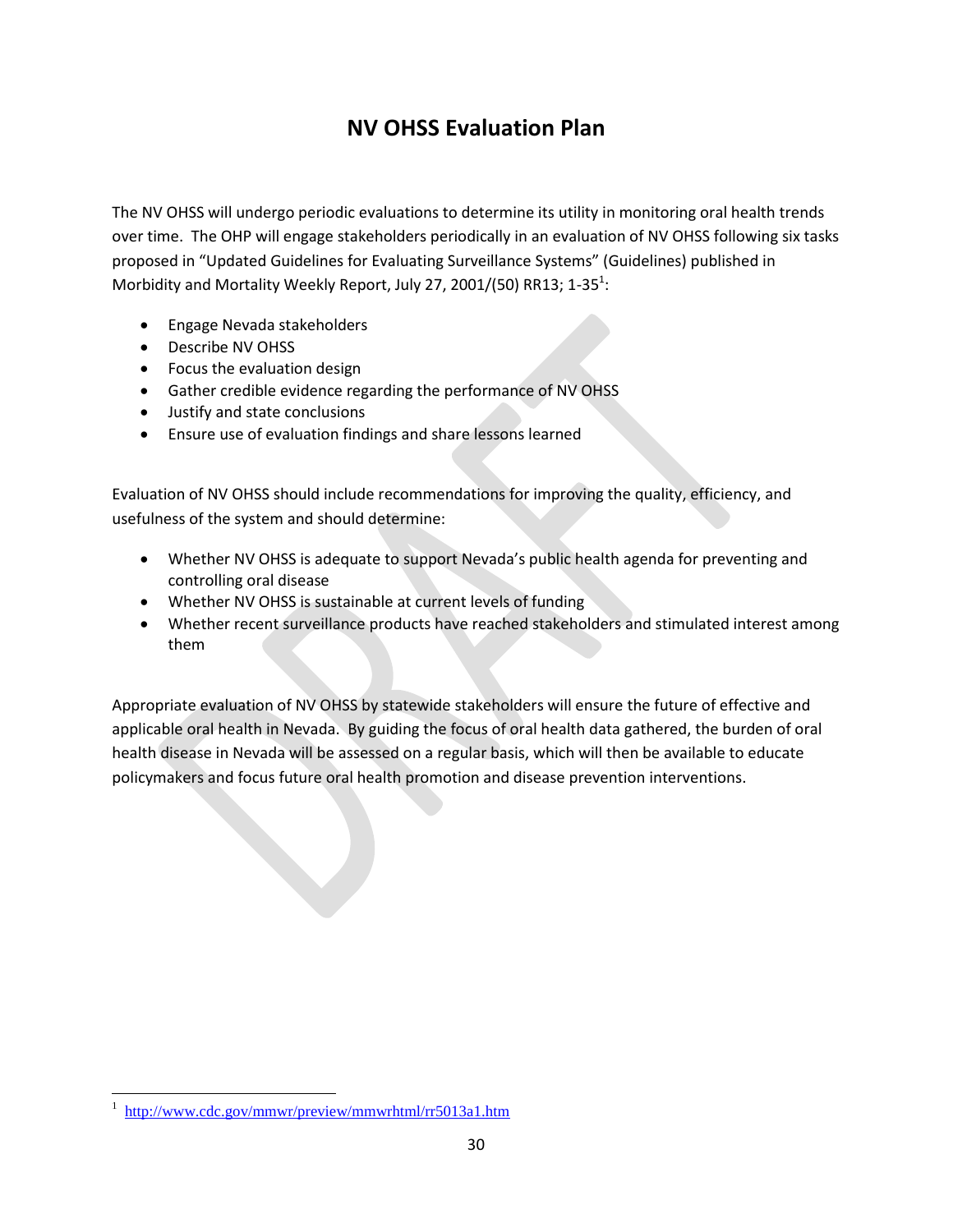# NV OHSS Evaluation Plan

The NV OHSS will undergo periodic evaluations to determine its utility in monitoring oral health trends over time. The OHP will engage stakeholders periodically in an evaluation of NV OHSS following six tasks proposed in "Updated Guidelines for Evaluating Surveillance Systems" (Guidelines) published in Morbidity and Mortality Weekly Report, July 27, 2001/(50) RR13; 1-35[1]:

- Engage Nevada stakeholders
- Describe NV OHSS
- Focus the evaluation design
- Gather credible evidence regarding the performance of NV OHSS
- Justify and state conclusions
- Ensure use of evaluation findings and share lessons learned

Evaluation of NV OHSS should include recommendations for improving the quality, efficiency, and usefulness of the system and should determine:

- Whether NV OHSS is adequate to support Nevada's public health agenda for preventing and controlling oral disease
- Whether NV OHSS is sustainable at current levels of funding
- Whether recent surveillance products have reached stakeholders and stimulated interest among them

Appropriate evaluation of NV OHSS by statewide stakeholders will ensure the future of effective and applicable oral health in Nevada. By guiding the focus of oral health data gathered, the burden of oral health disease in Nevada will be assessed on a regular basis, which will then be available to educate policymakers and focus future oral health promotion and disease prevention interventions.

---

[1] http://www.cdc.gov/mmwr/preview/mmwrhtml/rr5013a1.htm